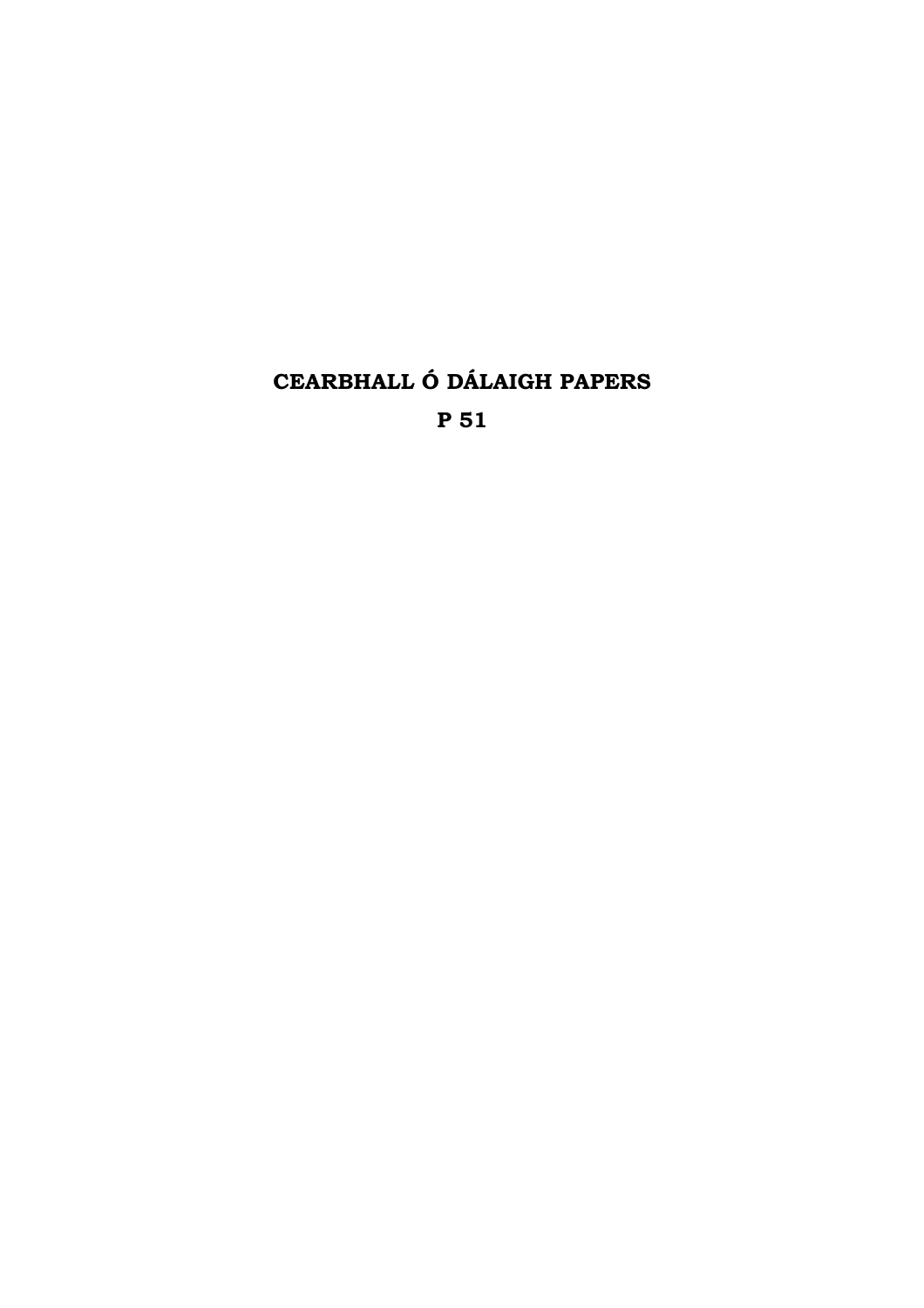# CEARBHALL Ó DÁLAIGH PAPERS

## P 51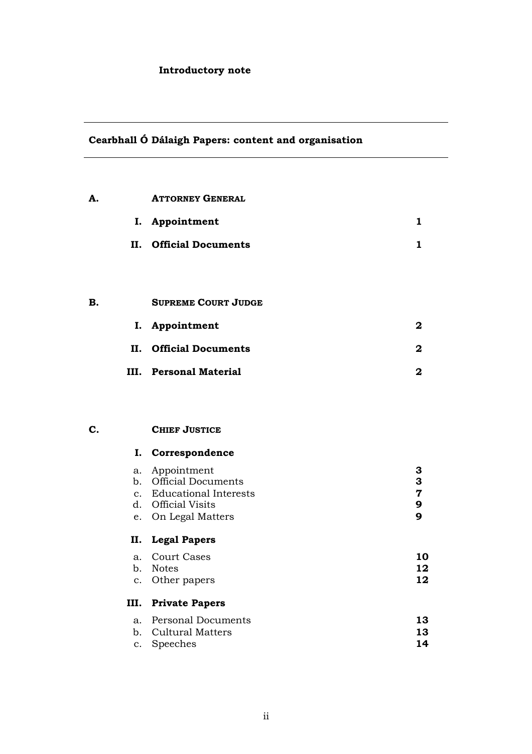**Introductory note**

---

## Cearbhall Ó Dálaigh Papers: content and organisation

---

| | | |
|---|---|---|
| **A.** | **ATTORNEY GENERAL** | |
| | **I. Appointment** | **1** |
| | **II. Official Documents** | **1** |
| **B.** | **SUPREME COURT JUDGE** | |
| | **I. Appointment** | **2** |
| | **II. Official Documents** | **2** |
| | **III. Personal Material** | **2** |
| **C.** | **CHIEF JUSTICE** | |
| | **I. Correspondence** | |
| | a. Appointment | **3** |
| | b. Official Documents | **3** |
| | c. Educational Interests | **7** |
| | d. Official Visits | **9** |
| | e. On Legal Matters | **9** |
| | **II. Legal Papers** | |
| | a. Court Cases | **10** |
| | b. Notes | **12** |
| | c. Other papers | **12** |
| | **III. Private Papers** | |
| | a. Personal Documents | **13** |
| | b. Cultural Matters | **13** |
| | c. Speeches | **14** |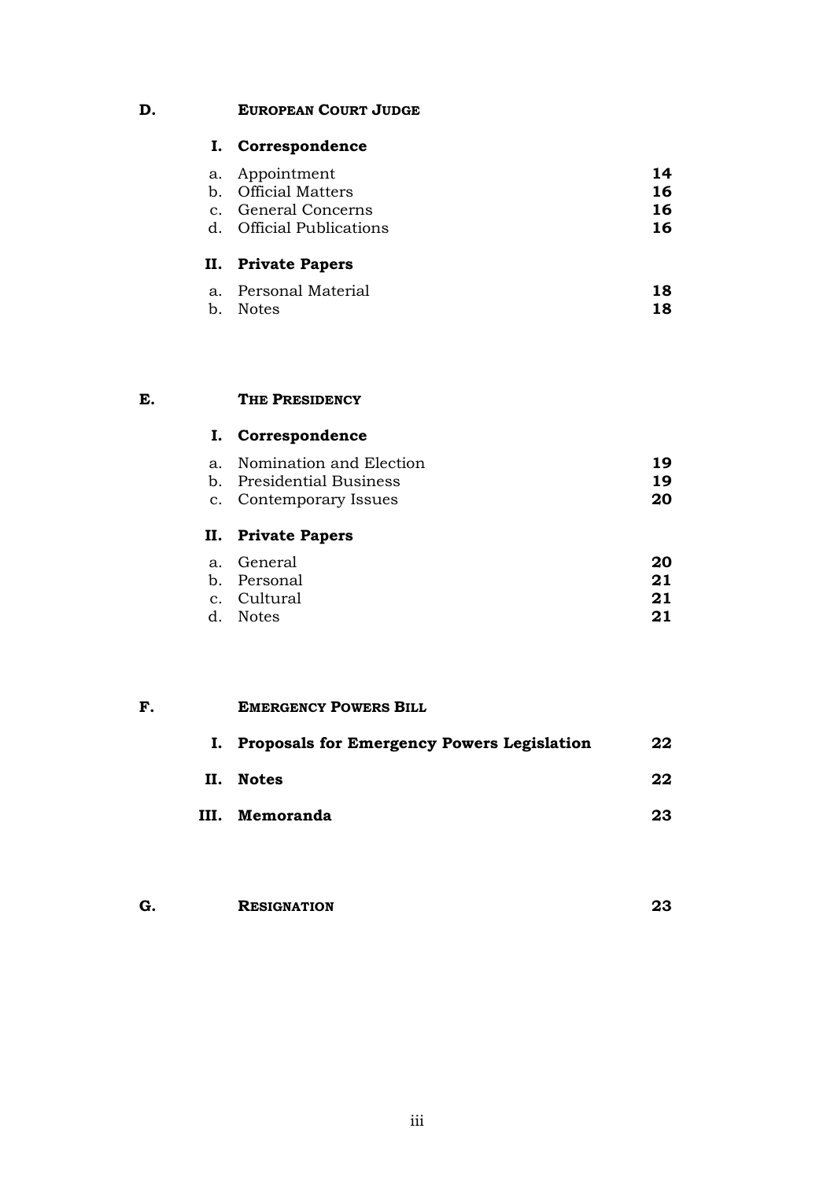## D. EUROPEAN COURT JUDGE

### I. Correspondence

| | | |
|---|---|---|
| a. | Appointment | **14** |
| b. | Official Matters | **16** |
| c. | General Concerns | **16** |
| d. | Official Publications | **16** |

### II. Private Papers

| | | |
|---|---|---|
| a. | Personal Material | **18** |
| b. | Notes | **18** |

## E. THE PRESIDENCY

### I. Correspondence

| | | |
|---|---|---|
| a. | Nomination and Election | **19** |
| b. | Presidential Business | **19** |
| c. | Contemporary Issues | **20** |

### II. Private Papers

| | | |
|---|---|---|
| a. | General | **20** |
| b. | Personal | **21** |
| c. | Cultural | **21** |
| d. | Notes | **21** |

## F. EMERGENCY POWERS BILL

| | | |
|---|---|---|
| **I.** | **Proposals for Emergency Powers Legislation** | **22** |
| **II.** | **Notes** | **22** |
| **III.** | **Memoranda** | **23** |

## G. RESIGNATION **23**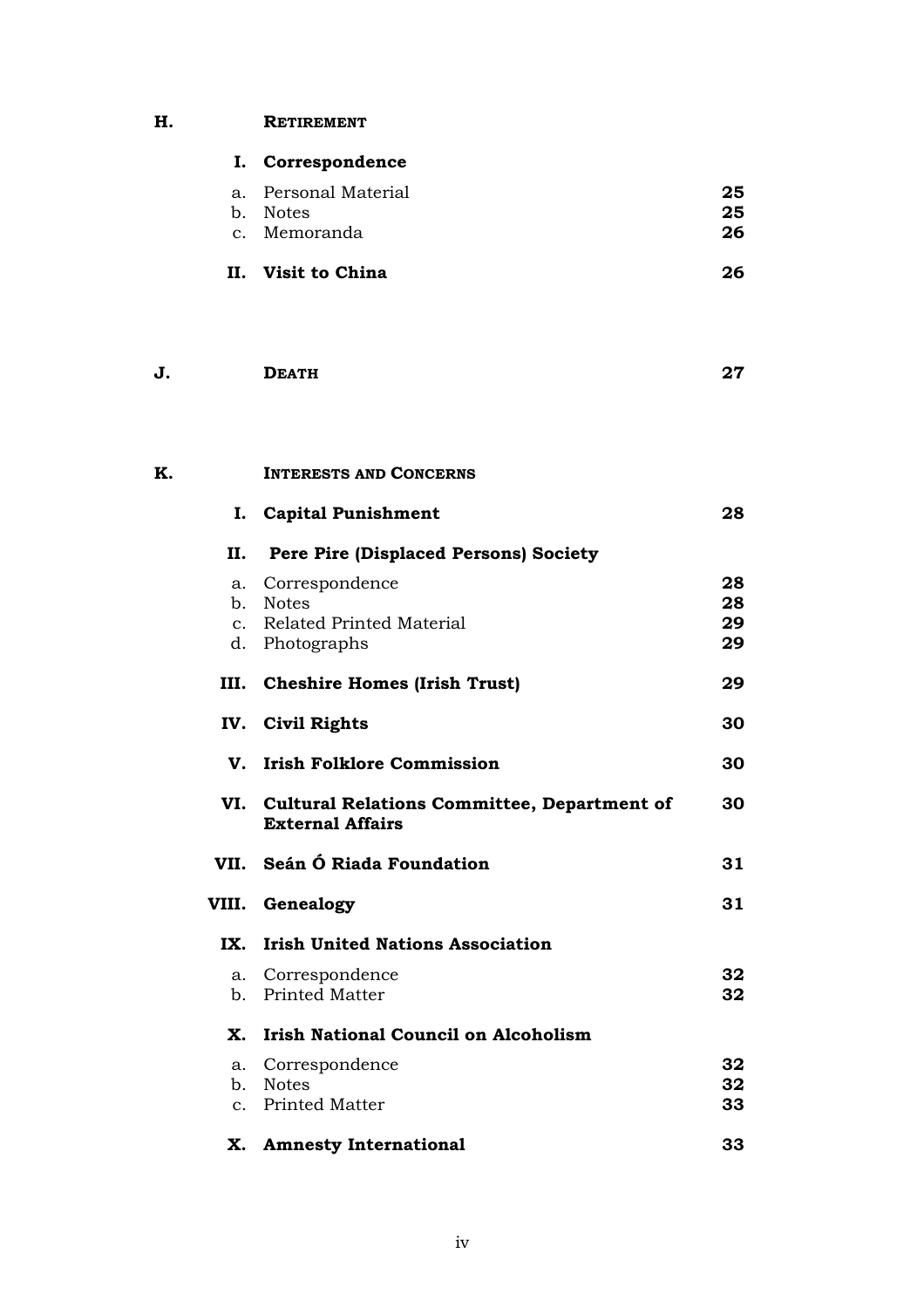**H.** **RETIREMENT**

**I. Correspondence**

| | | |
|---|---|---|
| a. | Personal Material | **25** |
| b. | Notes | **25** |
| c. | Memoranda | **26** |

**II. Visit to China** **26**

**J.** **DEATH** **27**

**K.** **INTERESTS AND CONCERNS**

**I. Capital Punishment** **28**

**II. Pere Pire (Displaced Persons) Society**

| | | |
|---|---|---|
| a. | Correspondence | **28** |
| b. | Notes | **28** |
| c. | Related Printed Material | **29** |
| d. | Photographs | **29** |

**III. Cheshire Homes (Irish Trust)** **29**

**IV. Civil Rights** **30**

**V. Irish Folklore Commission** **30**

**VI. Cultural Relations Committee, Department of External Affairs** **30**

**VII. Seán Ó Riada Foundation** **31**

**VIII. Genealogy** **31**

**IX. Irish United Nations Association**

| | | |
|---|---|---|
| a. | Correspondence | **32** |
| b. | Printed Matter | **32** |

**X. Irish National Council on Alcoholism**

| | | |
|---|---|---|
| a. | Correspondence | **32** |
| b. | Notes | **32** |
| c. | Printed Matter | **33** |

**X. Amnesty International** **33**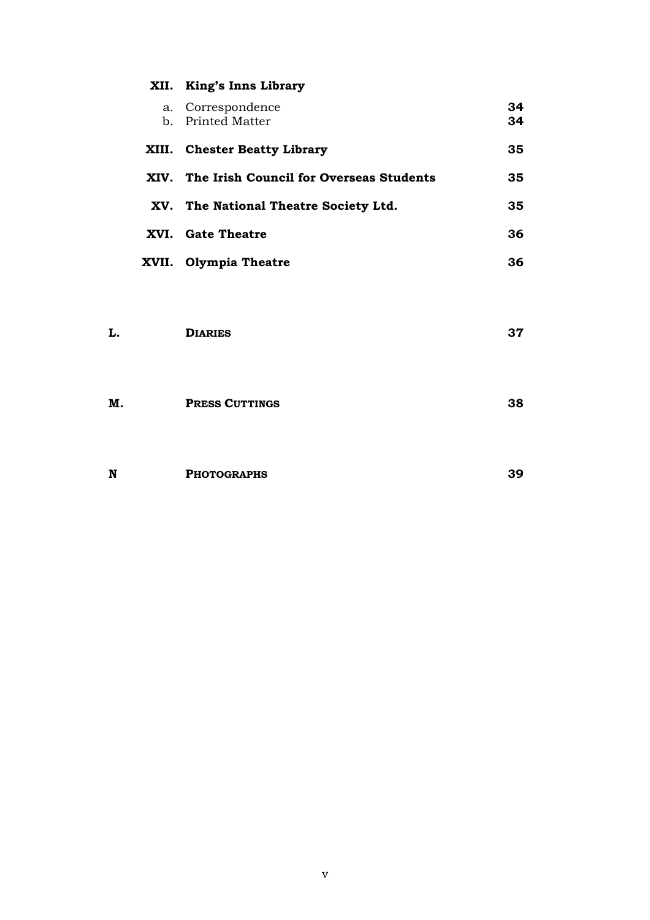| | | |
|---|---|---|
| **XII.** | **King's Inns Library** | |
| a. | Correspondence | **34** |
| b. | Printed Matter | **34** |
| **XIII.** | **Chester Beatty Library** | **35** |
| **XIV.** | **The Irish Council for Overseas Students** | **35** |
| **XV.** | **The National Theatre Society Ltd.** | **35** |
| **XVI.** | **Gate Theatre** | **36** |
| **XVII.** | **Olympia Theatre** | **36** |

| | | |
|---|---|---|
| **L.** | **DIARIES** | **37** |
| **M.** | **PRESS CUTTINGS** | **38** |
| **N** | **PHOTOGRAPHS** | **39** |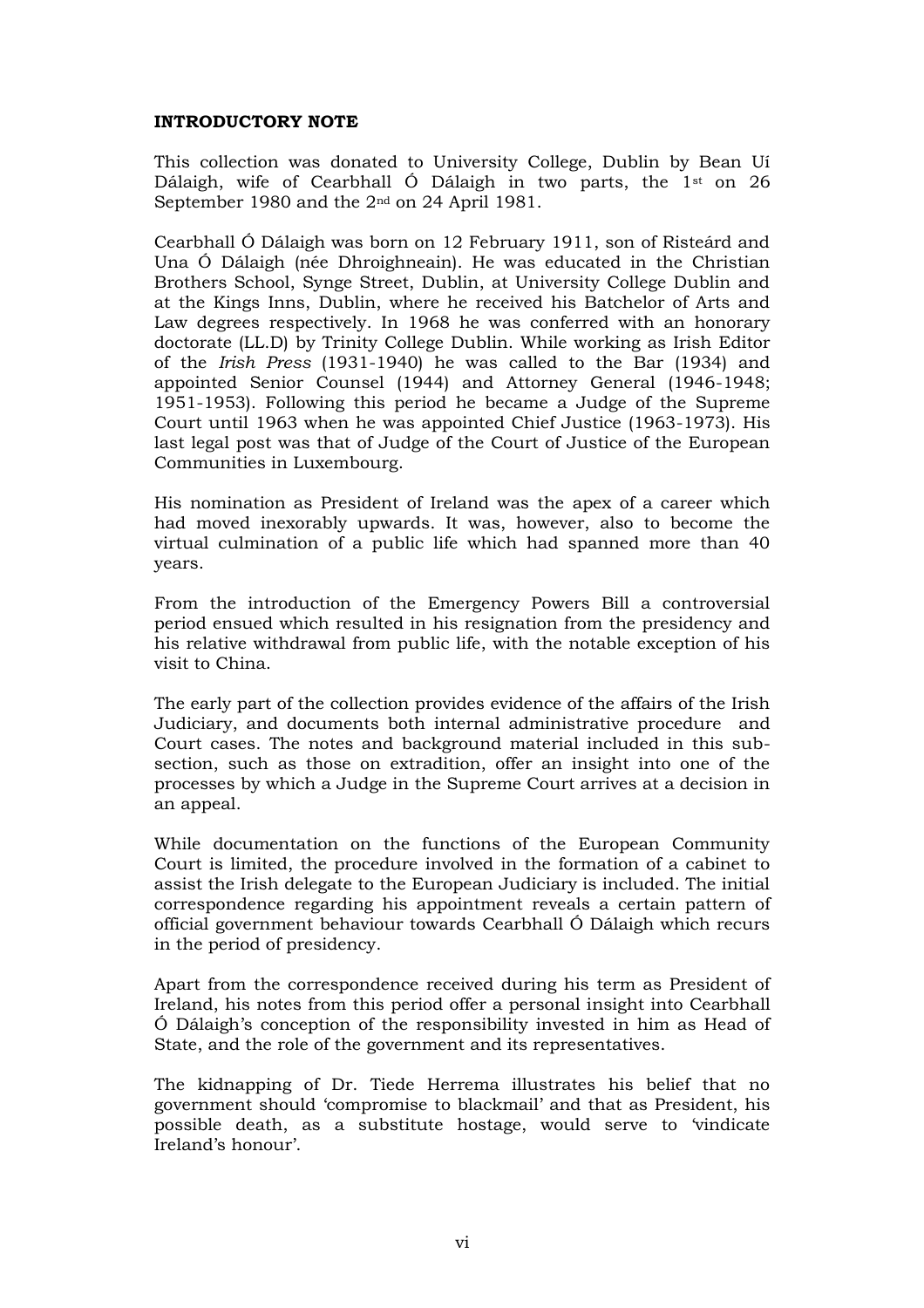**INTRODUCTORY NOTE**

This collection was donated to University College, Dublin by Bean Uí Dálaigh, wife of Cearbhall Ó Dálaigh in two parts, the 1st on 26 September 1980 and the 2nd on 24 April 1981.

Cearbhall Ó Dálaigh was born on 12 February 1911, son of Risteárd and Una Ó Dálaigh (née Dhroighneain). He was educated in the Christian Brothers School, Synge Street, Dublin, at University College Dublin and at the Kings Inns, Dublin, where he received his Batchelor of Arts and Law degrees respectively. In 1968 he was conferred with an honorary doctorate (LL.D) by Trinity College Dublin. While working as Irish Editor of the *Irish Press* (1931-1940) he was called to the Bar (1934) and appointed Senior Counsel (1944) and Attorney General (1946-1948; 1951-1953). Following this period he became a Judge of the Supreme Court until 1963 when he was appointed Chief Justice (1963-1973). His last legal post was that of Judge of the Court of Justice of the European Communities in Luxembourg.

His nomination as President of Ireland was the apex of a career which had moved inexorably upwards. It was, however, also to become the virtual culmination of a public life which had spanned more than 40 years.

From the introduction of the Emergency Powers Bill a controversial period ensued which resulted in his resignation from the presidency and his relative withdrawal from public life, with the notable exception of his visit to China.

The early part of the collection provides evidence of the affairs of the Irish Judiciary, and documents both internal administrative procedure and Court cases. The notes and background material included in this sub-section, such as those on extradition, offer an insight into one of the processes by which a Judge in the Supreme Court arrives at a decision in an appeal.

While documentation on the functions of the European Community Court is limited, the procedure involved in the formation of a cabinet to assist the Irish delegate to the European Judiciary is included. The initial correspondence regarding his appointment reveals a certain pattern of official government behaviour towards Cearbhall Ó Dálaigh which recurs in the period of presidency.

Apart from the correspondence received during his term as President of Ireland, his notes from this period offer a personal insight into Cearbhall Ó Dálaigh's conception of the responsibility invested in him as Head of State, and the role of the government and its representatives.

The kidnapping of Dr. Tiede Herrema illustrates his belief that no government should 'compromise to blackmail' and that as President, his possible death, as a substitute hostage, would serve to 'vindicate Ireland's honour'.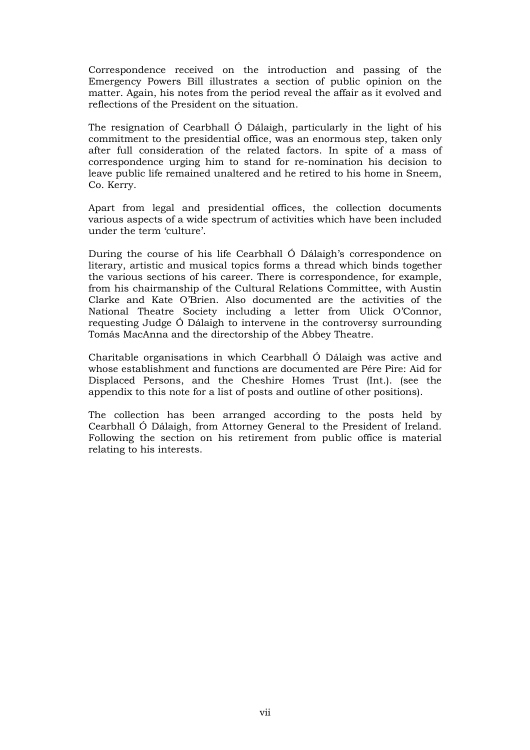Correspondence received on the introduction and passing of the Emergency Powers Bill illustrates a section of public opinion on the matter. Again, his notes from the period reveal the affair as it evolved and reflections of the President on the situation.

The resignation of Cearbhall Ó Dálaigh, particularly in the light of his commitment to the presidential office, was an enormous step, taken only after full consideration of the related factors. In spite of a mass of correspondence urging him to stand for re-nomination his decision to leave public life remained unaltered and he retired to his home in Sneem, Co. Kerry.

Apart from legal and presidential offices, the collection documents various aspects of a wide spectrum of activities which have been included under the term 'culture'.

During the course of his life Cearbhall Ó Dálaigh's correspondence on literary, artistic and musical topics forms a thread which binds together the various sections of his career. There is correspondence, for example, from his chairmanship of the Cultural Relations Committee, with Austin Clarke and Kate O'Brien. Also documented are the activities of the National Theatre Society including a letter from Ulick O'Connor, requesting Judge Ó Dálaigh to intervene in the controversy surrounding Tomás MacAnna and the directorship of the Abbey Theatre.

Charitable organisations in which Cearbhall Ó Dálaigh was active and whose establishment and functions are documented are Pére Pire: Aid for Displaced Persons, and the Cheshire Homes Trust (Int.). (see the appendix to this note for a list of posts and outline of other positions).

The collection has been arranged according to the posts held by Cearbhall Ó Dálaigh, from Attorney General to the President of Ireland. Following the section on his retirement from public office is material relating to his interests.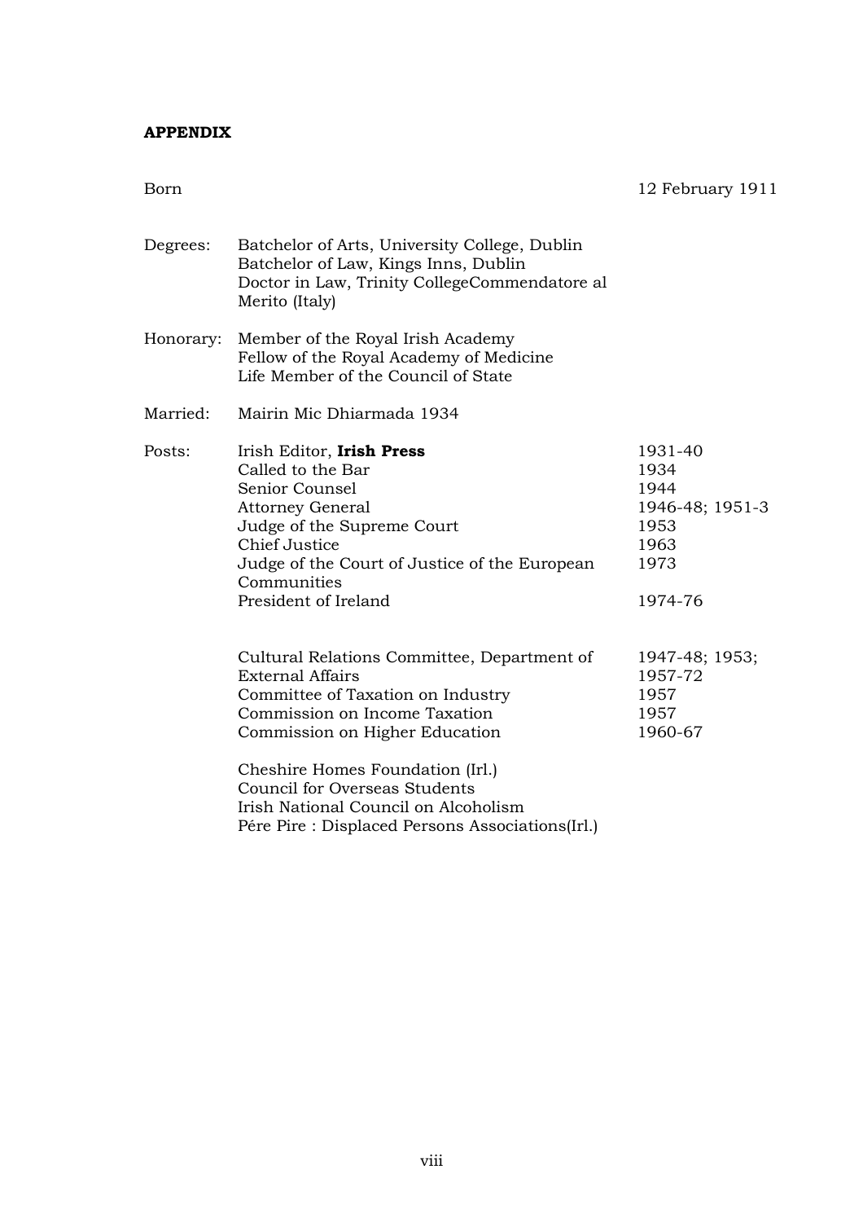**APPENDIX**

| | | |
|---|---|---|
| Born | | 12 February 1911 |
| Degrees: | Batchelor of Arts, University College, Dublin<br>Batchelor of Law, Kings Inns, Dublin<br>Doctor in Law, Trinity CollegeCommendatore al Merito (Italy) | |
| Honorary: | Member of the Royal Irish Academy<br>Fellow of the Royal Academy of Medicine<br>Life Member of the Council of State | |
| Married: | Mairin Mic Dhiarmada 1934 | |
| Posts: | Irish Editor, **Irish Press** | 1931-40 |
| | Called to the Bar | 1934 |
| | Senior Counsel | 1944 |
| | Attorney General | 1946-48; 1951-3 |
| | Judge of the Supreme Court | 1953 |
| | Chief Justice | 1963 |
| | Judge of the Court of Justice of the European Communities | 1973 |
| | President of Ireland | 1974-76 |
| | Cultural Relations Committee, Department of External Affairs | 1947-48; 1953; 1957-72 |
| | Committee of Taxation on Industry | 1957 |
| | Commission on Income Taxation | 1957 |
| | Commission on Higher Education | 1960-67 |
| | Cheshire Homes Foundation (Irl.)<br>Council for Overseas Students<br>Irish National Council on Alcoholism<br>Pére Pire : Displaced Persons Associations(Irl.) | |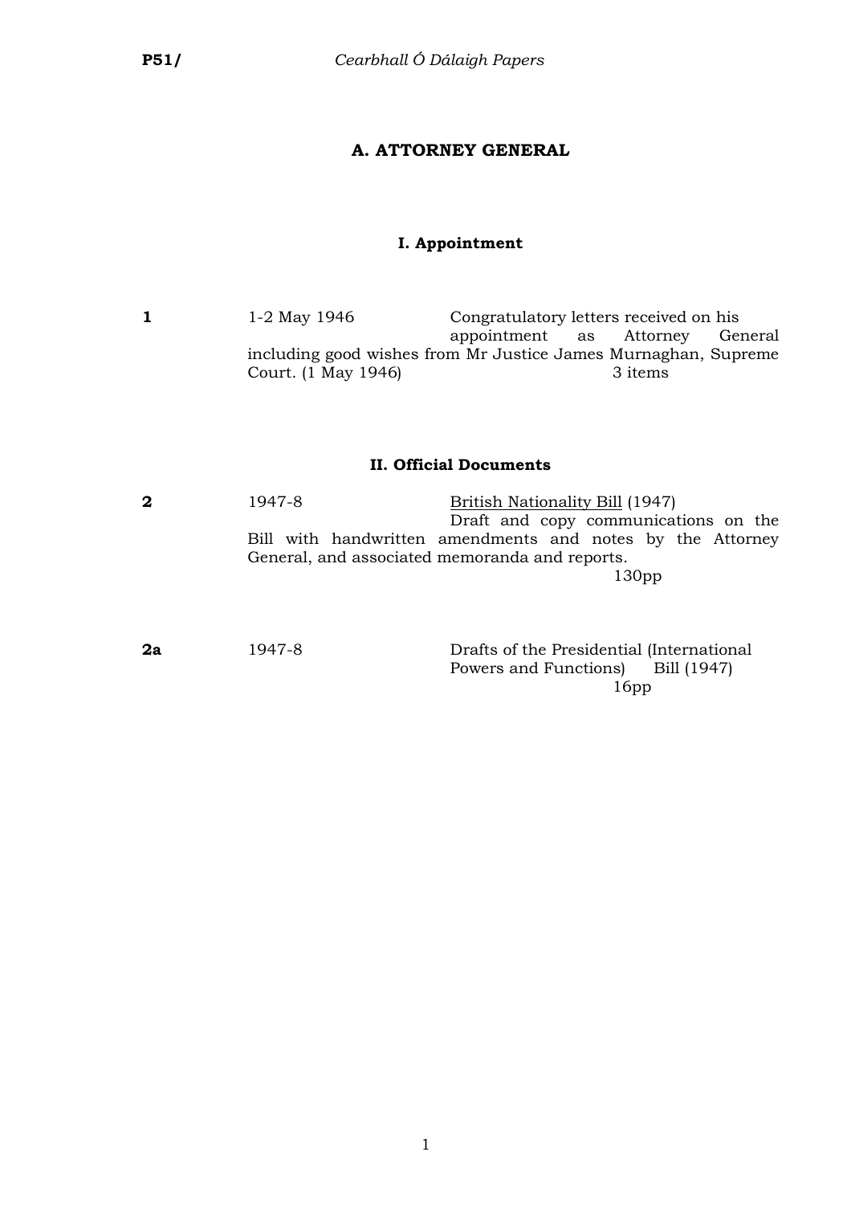## A. ATTORNEY GENERAL

### I. Appointment

| | | |
|---|---|---|
| **1** | 1-2 May 1946 | Congratulatory letters received on his appointment as Attorney General including good wishes from Mr Justice James Murnaghan, Supreme Court. (1 May 1946) 3 items |

### II. Official Documents

| | | |
|---|---|---|
| **2** | 1947-8 | British Nationality Bill (1947) Draft and copy communications on the Bill with handwritten amendments and notes by the Attorney General, and associated memoranda and reports. 130pp |
| **2a** | 1947-8 | Drafts of the Presidential (International Powers and Functions) Bill (1947) 16pp |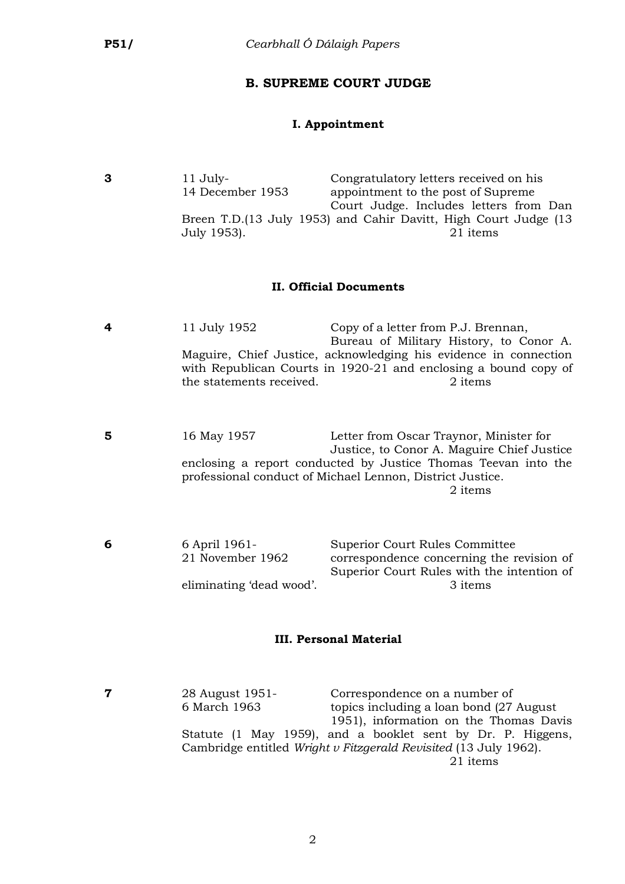## B. SUPREME COURT JUDGE

### I. Appointment

**3** 11 July-14 December 1953 — Congratulatory letters received on his appointment to the post of Supreme Court Judge. Includes letters from Dan Breen T.D.(13 July 1953) and Cahir Davitt, High Court Judge (13 July 1953). 21 items

### II. Official Documents

**4** 11 July 1952 — Copy of a letter from P.J. Brennan, Bureau of Military History, to Conor A. Maguire, Chief Justice, acknowledging his evidence in connection with Republican Courts in 1920-21 and enclosing a bound copy of the statements received. 2 items

**5** 16 May 1957 — Letter from Oscar Traynor, Minister for Justice, to Conor A. Maguire Chief Justice enclosing a report conducted by Justice Thomas Teevan into the professional conduct of Michael Lennon, District Justice. 2 items

**6** 6 April 1961-21 November 1962 — Superior Court Rules Committee correspondence concerning the revision of Superior Court Rules with the intention of eliminating 'dead wood'. 3 items

### III. Personal Material

**7** 28 August 1951-6 March 1963 — Correspondence on a number of topics including a loan bond (27 August 1951), information on the Thomas Davis Statute (1 May 1959), and a booklet sent by Dr. P. Higgens, Cambridge entitled *Wright v Fitzgerald Revisited* (13 July 1962). 21 items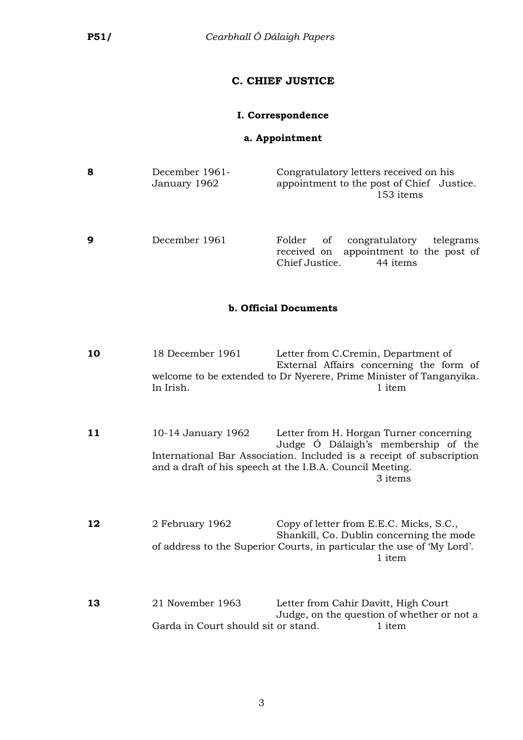## C. CHIEF JUSTICE

### I. Correspondence

#### a. Appointment

**8** December 1961- January 1962 Congratulatory letters received on his appointment to the post of Chief Justice. 153 items

**9** December 1961 Folder of congratulatory telegrams received on appointment to the post of Chief Justice. 44 items

#### b. Official Documents

**10** 18 December 1961 Letter from C.Cremin, Department of External Affairs concerning the form of welcome to be extended to Dr Nyerere, Prime Minister of Tanganyika. In Irish. 1 item

**11** 10-14 January 1962 Letter from H. Horgan Turner concerning Judge Ó Dálaigh's membership of the International Bar Association. Included is a receipt of subscription and a draft of his speech at the I.B.A. Council Meeting. 3 items

**12** 2 February 1962 Copy of letter from E.E.C. Micks, S.C., Shankill, Co. Dublin concerning the mode of address to the Superior Courts, in particular the use of 'My Lord'. 1 item

**13** 21 November 1963 Letter from Cahir Davitt, High Court Judge, on the question of whether or not a Garda in Court should sit or stand. 1 item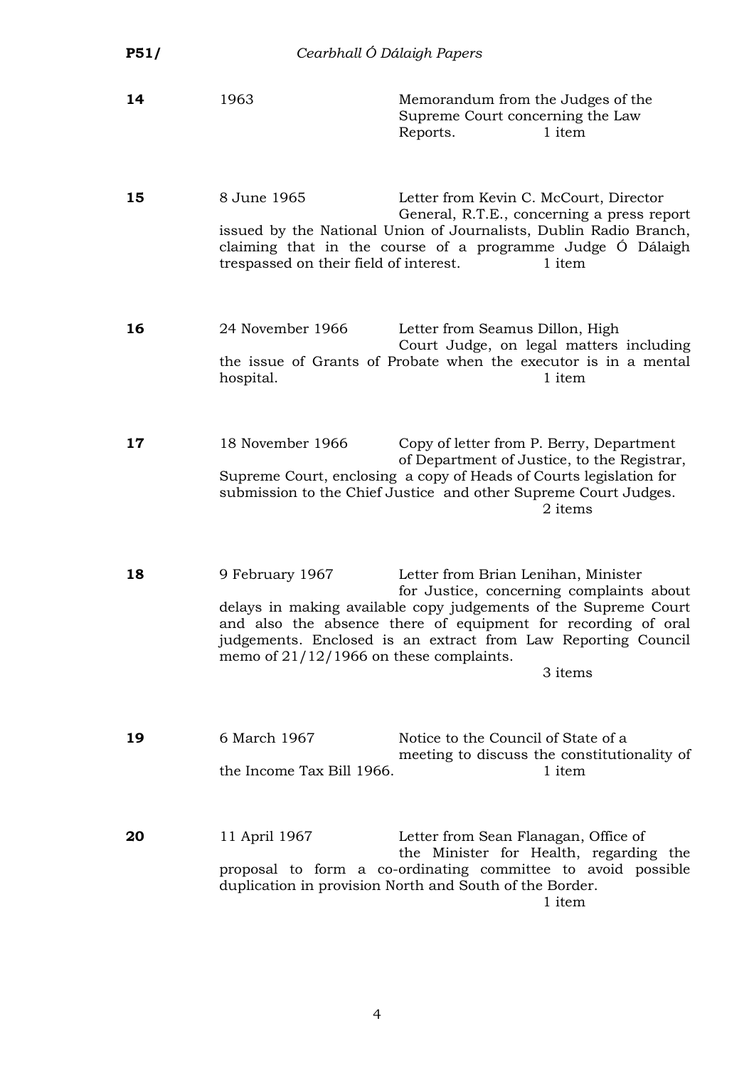**14** 1963 Memorandum from the Judges of the Supreme Court concerning the Law Reports. 1 item

**15** 8 June 1965 Letter from Kevin C. McCourt, Director General, R.T.E., concerning a press report issued by the National Union of Journalists, Dublin Radio Branch, claiming that in the course of a programme Judge Ó Dálaigh trespassed on their field of interest. 1 item

**16** 24 November 1966 Letter from Seamus Dillon, High Court Judge, on legal matters including the issue of Grants of Probate when the executor is in a mental hospital. 1 item

**17** 18 November 1966 Copy of letter from P. Berry, Department of Department of Justice, to the Registrar, Supreme Court, enclosing a copy of Heads of Courts legislation for submission to the Chief Justice and other Supreme Court Judges. 2 items

**18** 9 February 1967 Letter from Brian Lenihan, Minister for Justice, concerning complaints about delays in making available copy judgements of the Supreme Court and also the absence there of equipment for recording of oral judgements. Enclosed is an extract from Law Reporting Council memo of 21/12/1966 on these complaints. 3 items

**19** 6 March 1967 Notice to the Council of State of a meeting to discuss the constitutionality of the Income Tax Bill 1966. 1 item

**20** 11 April 1967 Letter from Sean Flanagan, Office of the Minister for Health, regarding the proposal to form a co-ordinating committee to avoid possible duplication in provision North and South of the Border. 1 item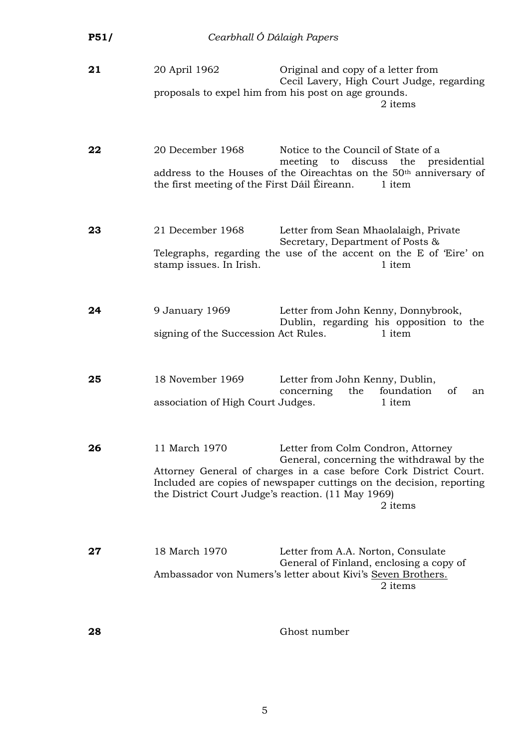| | | |
|---|---|---|
| **21** | 20 April 1962 | Original and copy of a letter from Cecil Lavery, High Court Judge, regarding proposals to expel him from his post on age grounds. 2 items |
| **22** | 20 December 1968 | Notice to the Council of State of a meeting to discuss the presidential address to the Houses of the Oireachtas on the 50th anniversary of the first meeting of the First Dáil Éireann. 1 item |
| **23** | 21 December 1968 | Letter from Sean Mhaolalaigh, Private Secretary, Department of Posts & Telegraphs, regarding the use of the accent on the E of 'Eire' on stamp issues. In Irish. 1 item |
| **24** | 9 January 1969 | Letter from John Kenny, Donnybrook, Dublin, regarding his opposition to the signing of the Succession Act Rules. 1 item |
| **25** | 18 November 1969 | Letter from John Kenny, Dublin, concerning the foundation of an association of High Court Judges. 1 item |
| **26** | 11 March 1970 | Letter from Colm Condron, Attorney General, concerning the withdrawal by the Attorney General of charges in a case before Cork District Court. Included are copies of newspaper cuttings on the decision, reporting the District Court Judge's reaction. (11 May 1969) 2 items |
| **27** | 18 March 1970 | Letter from A.A. Norton, Consulate General of Finland, enclosing a copy of Ambassador von Numers's letter about Kivi's Seven Brothers. 2 items |
| **28** | | Ghost number |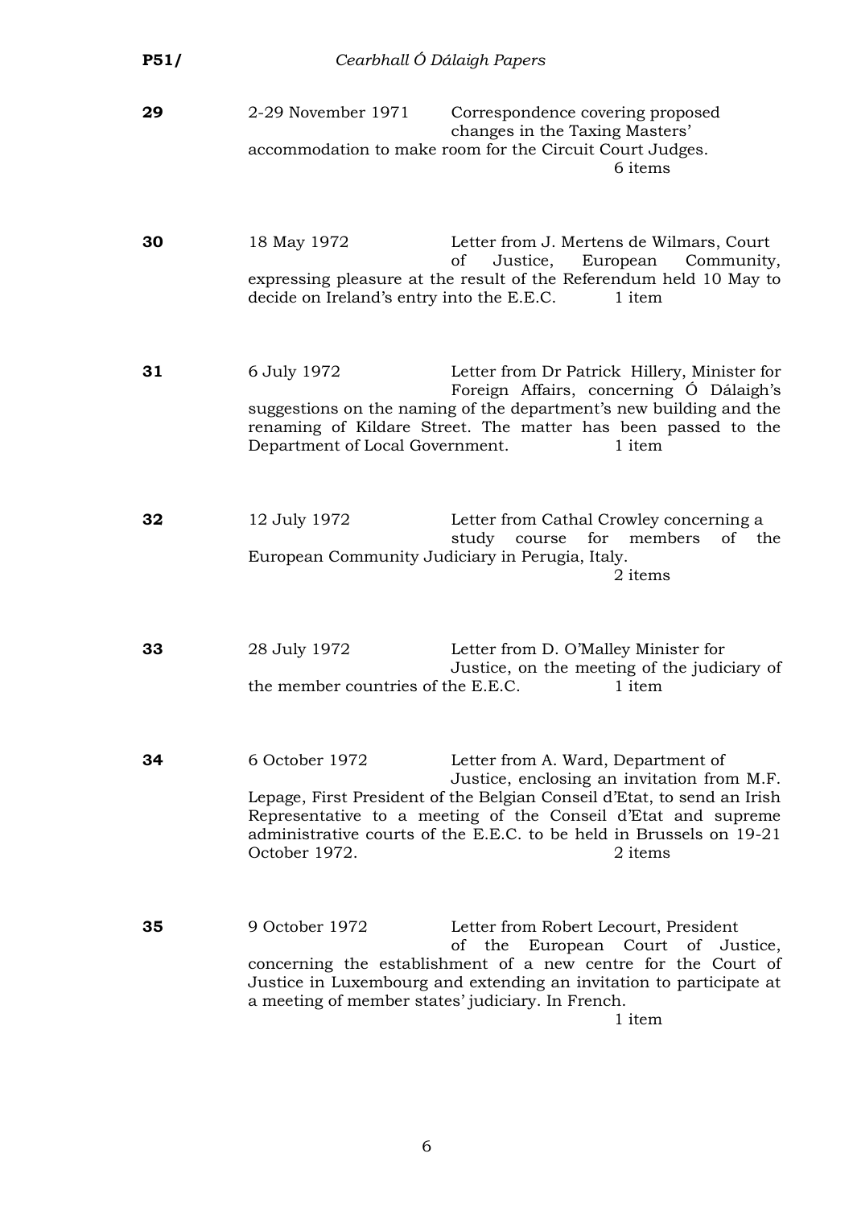| | | |
|---|---|---|
| **29** | 2-29 November 1971 | Correspondence covering proposed changes in the Taxing Masters' accommodation to make room for the Circuit Court Judges. 6 items |
| **30** | 18 May 1972 | Letter from J. Mertens de Wilmars, Court of Justice, European Community, expressing pleasure at the result of the Referendum held 10 May to decide on Ireland's entry into the E.E.C. 1 item |
| **31** | 6 July 1972 | Letter from Dr Patrick Hillery, Minister for Foreign Affairs, concerning Ó Dálaigh's suggestions on the naming of the department's new building and the renaming of Kildare Street. The matter has been passed to the Department of Local Government. 1 item |
| **32** | 12 July 1972 | Letter from Cathal Crowley concerning a study course for members of the European Community Judiciary in Perugia, Italy. 2 items |
| **33** | 28 July 1972 | Letter from D. O'Malley Minister for Justice, on the meeting of the judiciary of the member countries of the E.E.C. 1 item |
| **34** | 6 October 1972 | Letter from A. Ward, Department of Justice, enclosing an invitation from M.F. Lepage, First President of the Belgian Conseil d'Etat, to send an Irish Representative to a meeting of the Conseil d'Etat and supreme administrative courts of the E.E.C. to be held in Brussels on 19-21 October 1972. 2 items |
| **35** | 9 October 1972 | Letter from Robert Lecourt, President of the European Court of Justice, concerning the establishment of a new centre for the Court of Justice in Luxembourg and extending an invitation to participate at a meeting of member states' judiciary. In French. 1 item |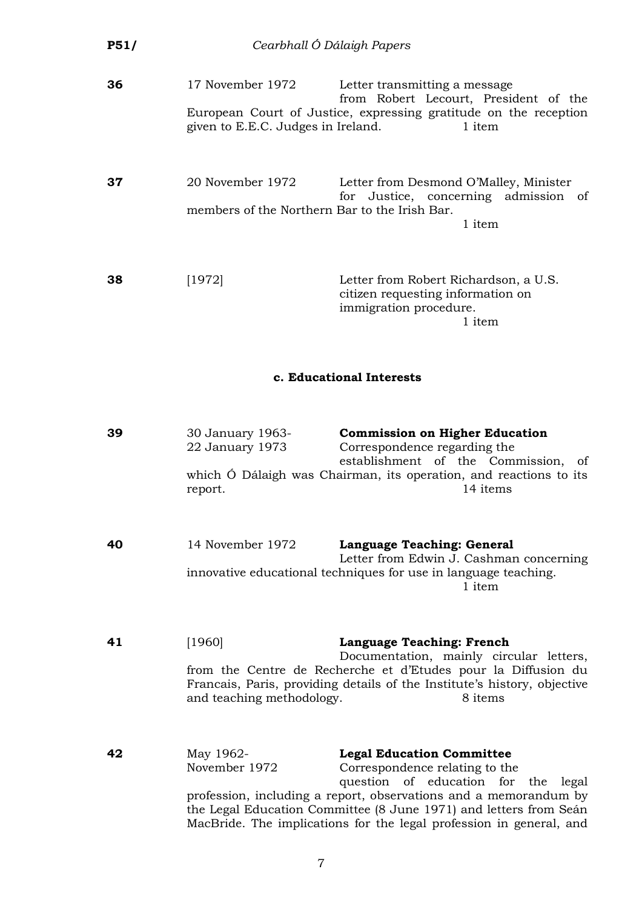**36** 17 November 1972 Letter transmitting a message from Robert Lecourt, President of the European Court of Justice, expressing gratitude on the reception given to E.E.C. Judges in Ireland. 1 item

**37** 20 November 1972 Letter from Desmond O'Malley, Minister for Justice, concerning admission of members of the Northern Bar to the Irish Bar. 1 item

**38** [1972] Letter from Robert Richardson, a U.S. citizen requesting information on immigration procedure. 1 item

### c. Educational Interests

**39** 30 January 1963-22 January 1973 **Commission on Higher Education**
Correspondence regarding the establishment of the Commission, of which Ó Dálaigh was Chairman, its operation, and reactions to its report. 14 items

**40** 14 November 1972 **Language Teaching: General**
Letter from Edwin J. Cashman concerning innovative educational techniques for use in language teaching. 1 item

**41** [1960] **Language Teaching: French**
Documentation, mainly circular letters, from the Centre de Recherche et d'Etudes pour la Diffusion du Francais, Paris, providing details of the Institute's history, objective and teaching methodology. 8 items

**42** May 1962-November 1972 **Legal Education Committee**
Correspondence relating to the question of education for the legal profession, including a report, observations and a memorandum by the Legal Education Committee (8 June 1971) and letters from Seán MacBride. The implications for the legal profession in general, and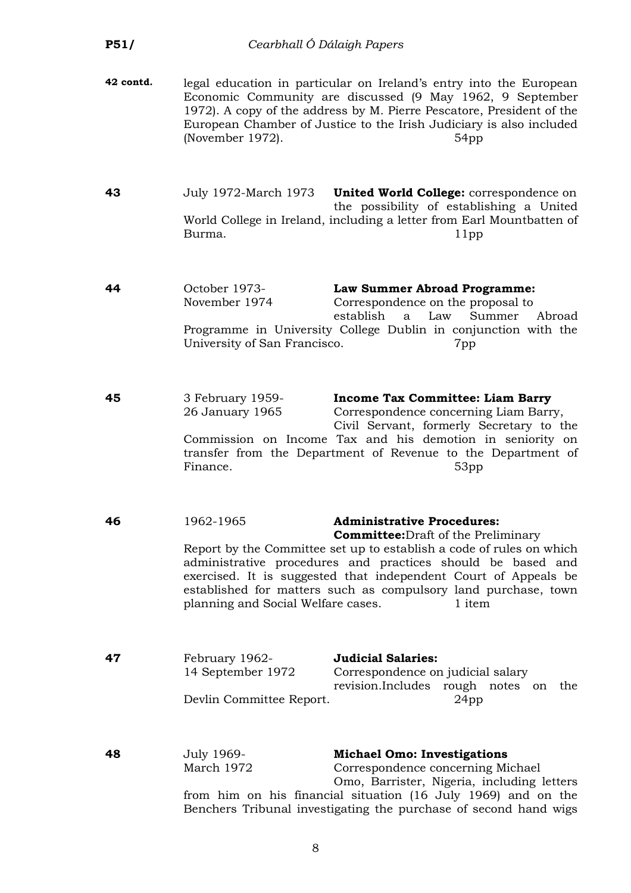**42 contd.** legal education in particular on Ireland's entry into the European Economic Community are discussed (9 May 1962, 9 September 1972). A copy of the address by M. Pierre Pescatore, President of the European Chamber of Justice to the Irish Judiciary is also included (November 1972). 54pp

**43** July 1972-March 1973 **United World College:** correspondence on the possibility of establishing a United World College in Ireland, including a letter from Earl Mountbatten of Burma. 11pp

**44** October 1973-November 1974 **Law Summer Abroad Programme:** Correspondence on the proposal to establish a Law Summer Abroad Programme in University College Dublin in conjunction with the University of San Francisco. 7pp

**45** 3 February 1959-26 January 1965 **Income Tax Committee: Liam Barry** Correspondence concerning Liam Barry, Civil Servant, formerly Secretary to the Commission on Income Tax and his demotion in seniority on transfer from the Department of Revenue to the Department of Finance. 53pp

**46** 1962-1965 **Administrative Procedures: Committee:**Draft of the Preliminary Report by the Committee set up to establish a code of rules on which administrative procedures and practices should be based and exercised. It is suggested that independent Court of Appeals be established for matters such as compulsory land purchase, town planning and Social Welfare cases. 1 item

**47** February 1962-14 September 1972 **Judicial Salaries:** Correspondence on judicial salary revision.Includes rough notes on the Devlin Committee Report. 24pp

**48** July 1969-March 1972 **Michael Omo: Investigations** Correspondence concerning Michael Omo, Barrister, Nigeria, including letters from him on his financial situation (16 July 1969) and on the Benchers Tribunal investigating the purchase of second hand wigs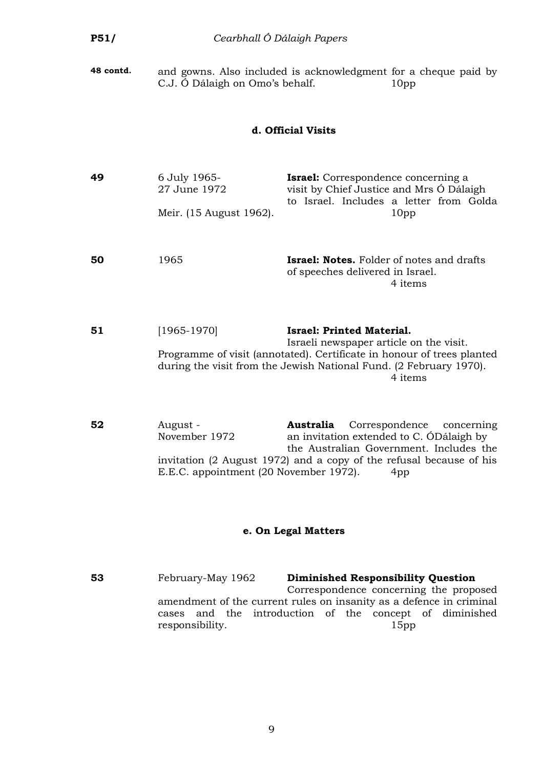**48 contd.** and gowns. Also included is acknowledgment for a cheque paid by C.J. Ó Dálaigh on Omo's behalf. 10pp

### d. Official Visits

**49** 6 July 1965-27 June 1972 **Israel:** Correspondence concerning a visit by Chief Justice and Mrs Ó Dálaigh to Israel. Includes a letter from Golda Meir. (15 August 1962). 10pp

**50** 1965 **Israel: Notes.** Folder of notes and drafts of speeches delivered in Israel. 4 items

**51** [1965-1970] **Israel: Printed Material.** Israeli newspaper article on the visit. Programme of visit (annotated). Certificate in honour of trees planted during the visit from the Jewish National Fund. (2 February 1970). 4 items

**52** August - November 1972 **Australia** Correspondence concerning an invitation extended to C. ÓDálaigh by the Australian Government. Includes the invitation (2 August 1972) and a copy of the refusal because of his E.E.C. appointment (20 November 1972). 4pp

### e. On Legal Matters

**53** February-May 1962 **Diminished Responsibility Question** Correspondence concerning the proposed amendment of the current rules on insanity as a defence in criminal cases and the introduction of the concept of diminished responsibility. 15pp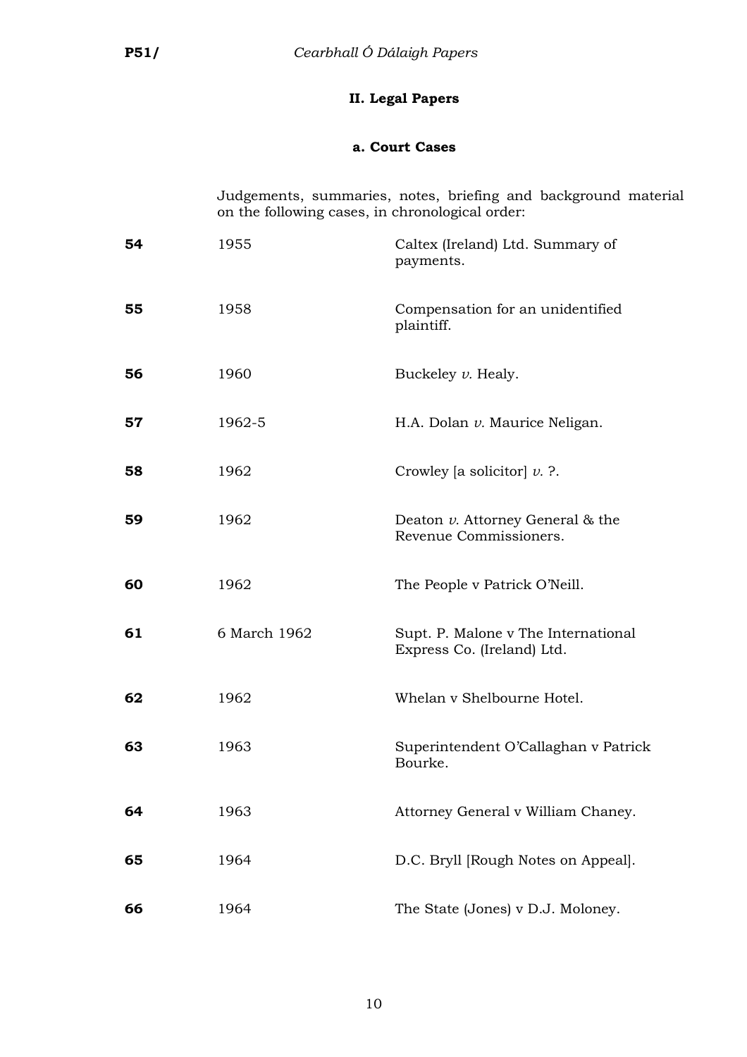## II. Legal Papers

### a. Court Cases

Judgements, summaries, notes, briefing and background material on the following cases, in chronological order:

| | | |
|---|---|---|
| **54** | 1955 | Caltex (Ireland) Ltd. Summary of payments. |
| **55** | 1958 | Compensation for an unidentified plaintiff. |
| **56** | 1960 | Buckeley *v.* Healy. |
| **57** | 1962-5 | H.A. Dolan *v.* Maurice Neligan. |
| **58** | 1962 | Crowley [a solicitor] *v.* ?. |
| **59** | 1962 | Deaton *v.* Attorney General & the Revenue Commissioners. |
| **60** | 1962 | The People v Patrick O'Neill. |
| **61** | 6 March 1962 | Supt. P. Malone v The International Express Co. (Ireland) Ltd. |
| **62** | 1962 | Whelan v Shelbourne Hotel. |
| **63** | 1963 | Superintendent O'Callaghan v Patrick Bourke. |
| **64** | 1963 | Attorney General v William Chaney. |
| **65** | 1964 | D.C. Bryll [Rough Notes on Appeal]. |
| **66** | 1964 | The State (Jones) v D.J. Moloney. |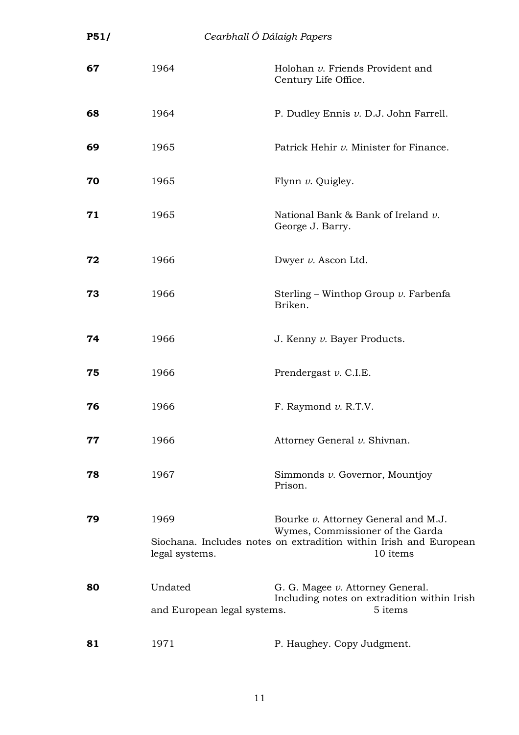| | | |
|---|---|---|
| **67** | 1964 | Holohan *v.* Friends Provident and Century Life Office. |
| **68** | 1964 | P. Dudley Ennis *v.* D.J. John Farrell. |
| **69** | 1965 | Patrick Hehir *v.* Minister for Finance. |
| **70** | 1965 | Flynn *v.* Quigley. |
| **71** | 1965 | National Bank & Bank of Ireland *v.* George J. Barry. |
| **72** | 1966 | Dwyer *v.* Ascon Ltd. |
| **73** | 1966 | Sterling – Winthop Group *v.* Farbenfa Briken. |
| **74** | 1966 | J. Kenny *v.* Bayer Products. |
| **75** | 1966 | Prendergast *v.* C.I.E. |
| **76** | 1966 | F. Raymond *v.* R.T.V. |
| **77** | 1966 | Attorney General *v.* Shivnan. |
| **78** | 1967 | Simmonds *v.* Governor, Mountjoy Prison. |
| **79** | 1969 | Bourke *v.* Attorney General and M.J. Wymes, Commissioner of the Garda Siochana. Includes notes on extradition within Irish and European legal systems. 10 items |
| **80** | Undated | G. G. Magee *v.* Attorney General. Including notes on extradition within Irish and European legal systems. 5 items |
| **81** | 1971 | P. Haughey. Copy Judgment. |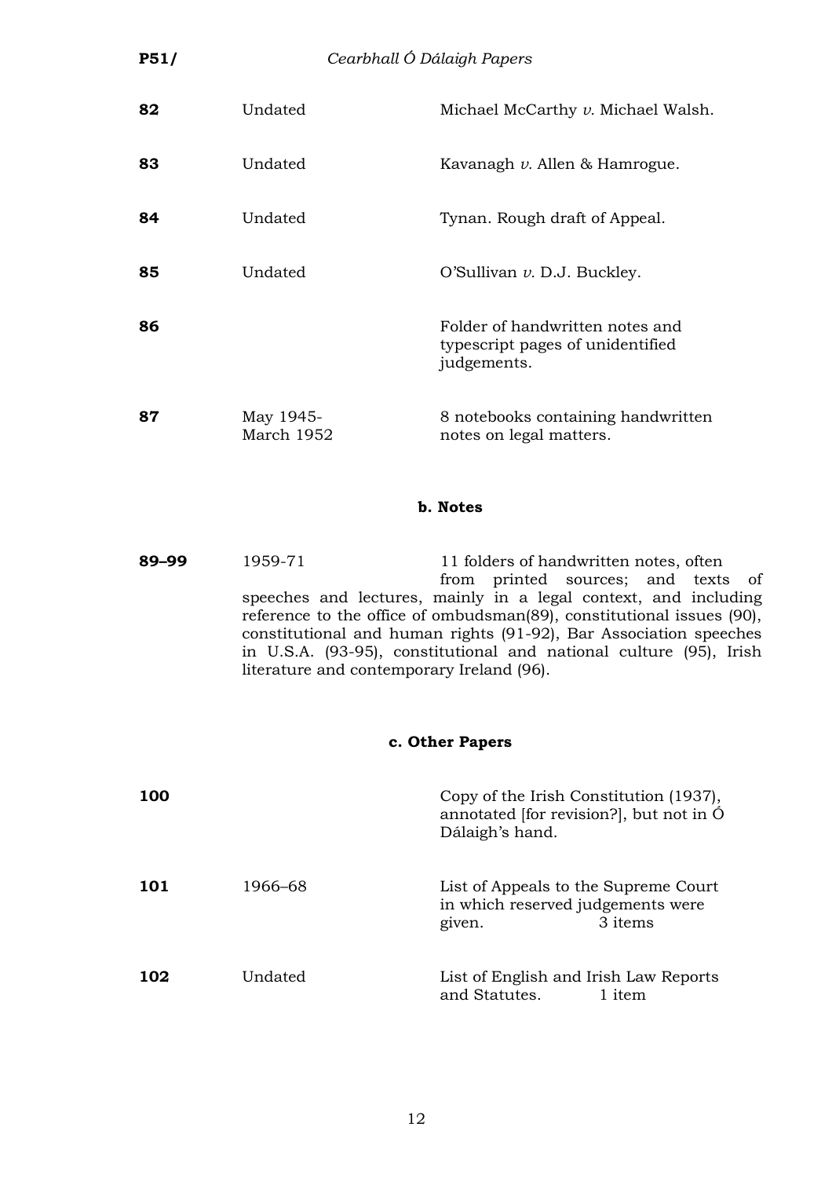| | | |
|---|---|---|
| **82** | Undated | Michael McCarthy *v.* Michael Walsh. |
| **83** | Undated | Kavanagh *v.* Allen & Hamrogue. |
| **84** | Undated | Tynan. Rough draft of Appeal. |
| **85** | Undated | O'Sullivan *v.* D.J. Buckley. |
| **86** | | Folder of handwritten notes and typescript pages of unidentified judgements. |
| **87** | May 1945- March 1952 | 8 notebooks containing handwritten notes on legal matters. |

### b. Notes

**89–99** 1959-71 11 folders of handwritten notes, often from printed sources; and texts of speeches and lectures, mainly in a legal context, and including reference to the office of ombudsman(89), constitutional issues (90), constitutional and human rights (91-92), Bar Association speeches in U.S.A. (93-95), constitutional and national culture (95), Irish literature and contemporary Ireland (96).

### c. Other Papers

| | | | |
|---|---|---|---|
| **100** | | Copy of the Irish Constitution (1937), annotated [for revision?], but not in Ó Dálaigh's hand. | |
| **101** | 1966–68 | List of Appeals to the Supreme Court in which reserved judgements were given. | 3 items |
| **102** | Undated | List of English and Irish Law Reports and Statutes. | 1 item |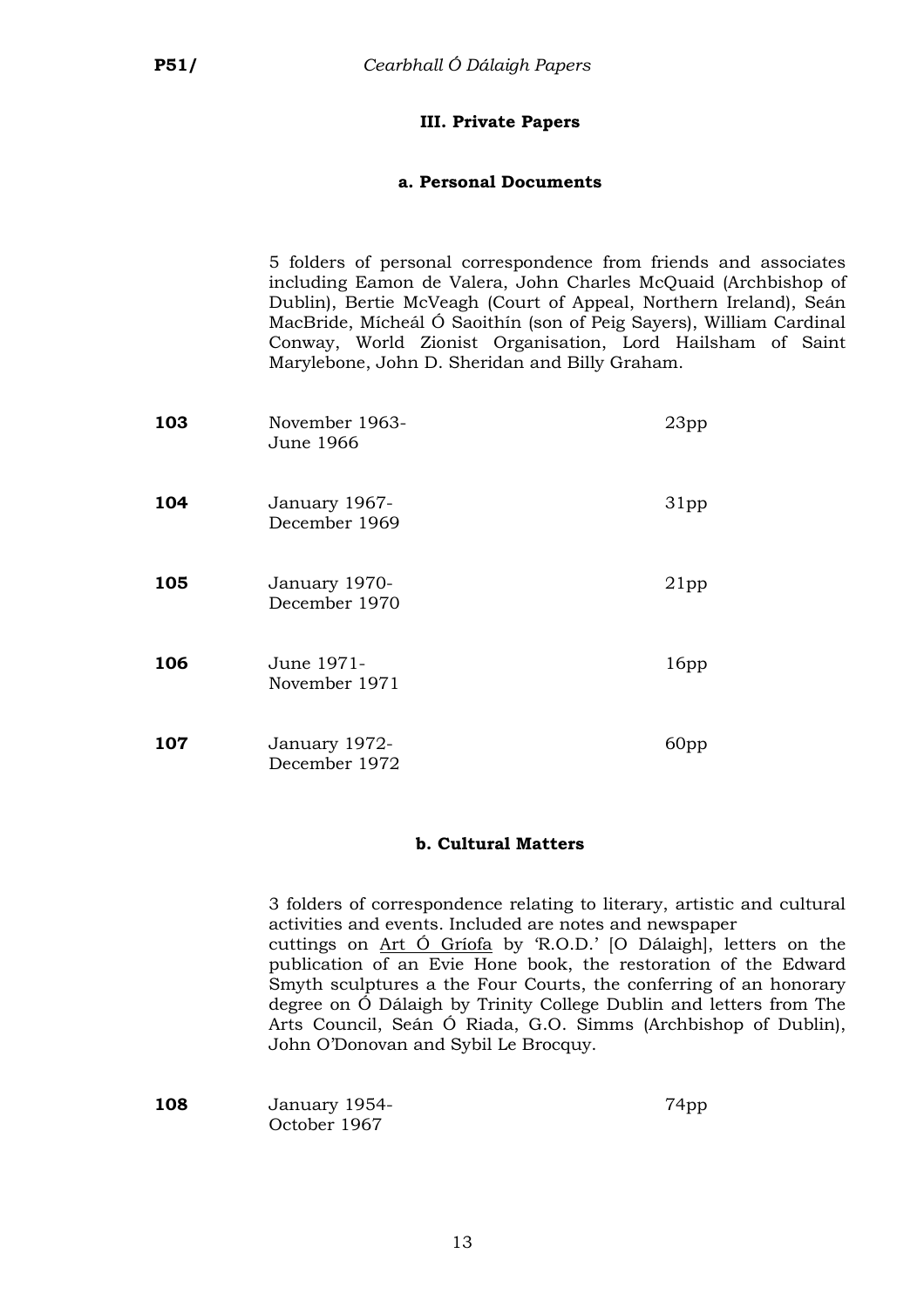## III. Private Papers

### a. Personal Documents

5 folders of personal correspondence from friends and associates including Eamon de Valera, John Charles McQuaid (Archbishop of Dublin), Bertie McVeagh (Court of Appeal, Northern Ireland), Seán MacBride, Mícheál Ó Saoithín (son of Peig Sayers), William Cardinal Conway, World Zionist Organisation, Lord Hailsham of Saint Marylebone, John D. Sheridan and Billy Graham.

| | | |
|---|---|---|
| **103** | November 1963-June 1966 | 23pp |
| **104** | January 1967-December 1969 | 31pp |
| **105** | January 1970-December 1970 | 21pp |
| **106** | June 1971-November 1971 | 16pp |
| **107** | January 1972-December 1972 | 60pp |

### b. Cultural Matters

3 folders of correspondence relating to literary, artistic and cultural activities and events. Included are notes and newspaper cuttings on Art Ó Gríofa by 'R.O.D.' [O Dálaigh], letters on the publication of an Evie Hone book, the restoration of the Edward Smyth sculptures a the Four Courts, the conferring of an honorary degree on Ó Dálaigh by Trinity College Dublin and letters from The Arts Council, Seán Ó Riada, G.O. Simms (Archbishop of Dublin), John O'Donovan and Sybil Le Brocquy.

| | | |
|---|---|---|
| **108** | January 1954-October 1967 | 74pp |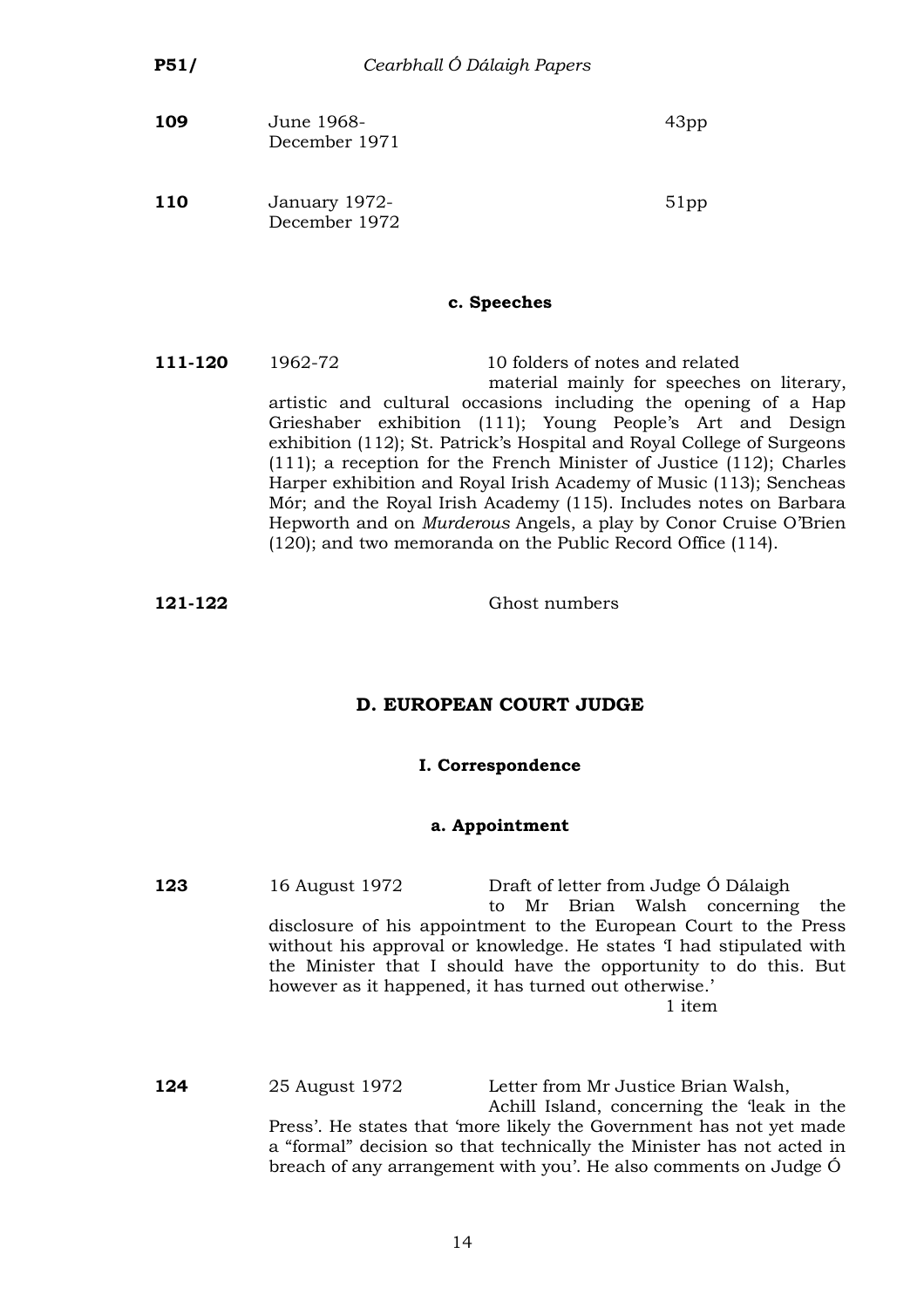| | | | |
|---|---|---|---|
| **109** | June 1968-<br>December 1971 | | 43pp |
| **110** | January 1972-<br>December 1972 | | 51pp |

#### c. Speeches

**111-120** 1962-72 10 folders of notes and related material mainly for speeches on literary, artistic and cultural occasions including the opening of a Hap Grieshaber exhibition (111); Young People's Art and Design exhibition (112); St. Patrick's Hospital and Royal College of Surgeons (111); a reception for the French Minister of Justice (112); Charles Harper exhibition and Royal Irish Academy of Music (113); Sencheas Mór; and the Royal Irish Academy (115). Includes notes on Barbara Hepworth and on *Murderous* Angels, a play by Conor Cruise O'Brien (120); and two memoranda on the Public Record Office (114).

**121-122** Ghost numbers

## D. EUROPEAN COURT JUDGE

### I. Correspondence

#### a. Appointment

**123** 16 August 1972 Draft of letter from Judge Ó Dálaigh to Mr Brian Walsh concerning the disclosure of his appointment to the European Court to the Press without his approval or knowledge. He states 'I had stipulated with the Minister that I should have the opportunity to do this. But however as it happened, it has turned out otherwise.'

1 item

**124** 25 August 1972 Letter from Mr Justice Brian Walsh, Achill Island, concerning the 'leak in the Press'. He states that 'more likely the Government has not yet made a "formal" decision so that technically the Minister has not acted in breach of any arrangement with you'. He also comments on Judge Ó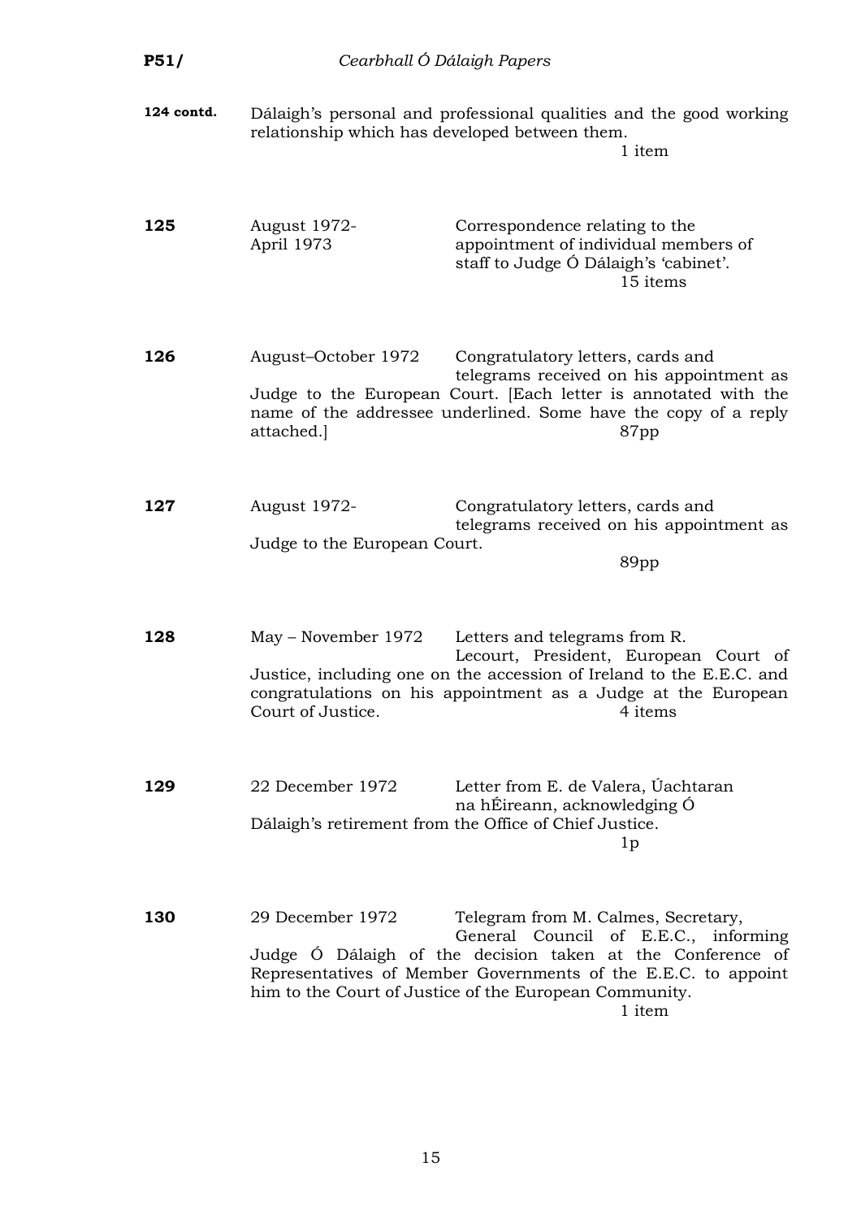**124 contd.** Dálaigh's personal and professional qualities and the good working relationship which has developed between them.
1 item

**125** August 1972- April 1973 Correspondence relating to the appointment of individual members of staff to Judge Ó Dálaigh's 'cabinet'.
15 items

**126** August–October 1972 Congratulatory letters, cards and telegrams received on his appointment as Judge to the European Court. [Each letter is annotated with the name of the addressee underlined. Some have the copy of a reply attached.]
87pp

**127** August 1972- Congratulatory letters, cards and telegrams received on his appointment as Judge to the European Court.
89pp

**128** May – November 1972 Letters and telegrams from R. Lecourt, President, European Court of Justice, including one on the accession of Ireland to the E.E.C. and congratulations on his appointment as a Judge at the European Court of Justice.
4 items

**129** 22 December 1972 Letter from E. de Valera, Úachtaran na hÉireann, acknowledging Ó Dálaigh's retirement from the Office of Chief Justice.
1p

**130** 29 December 1972 Telegram from M. Calmes, Secretary, General Council of E.E.C., informing Judge Ó Dálaigh of the decision taken at the Conference of Representatives of Member Governments of the E.E.C. to appoint him to the Court of Justice of the European Community.
1 item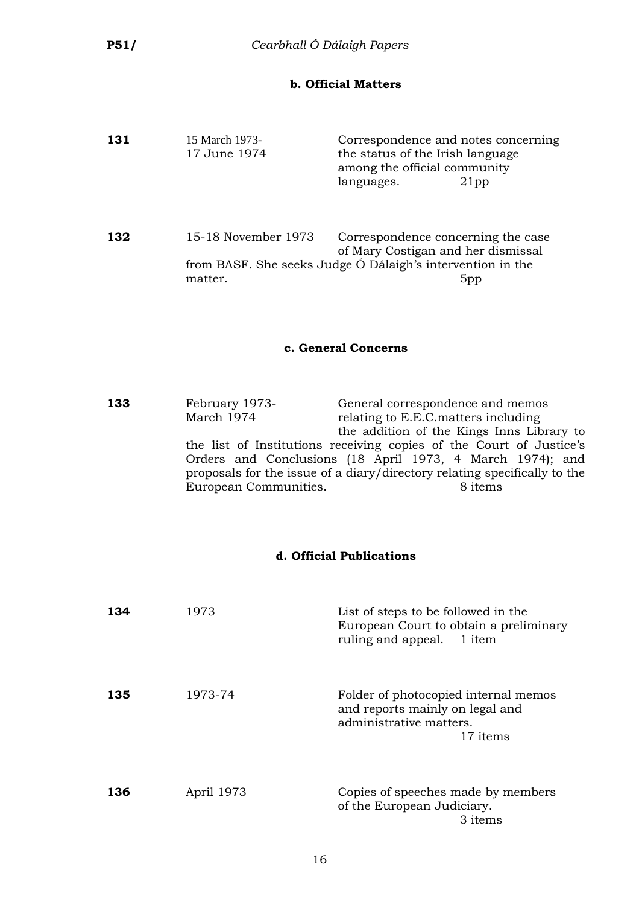## b. Official Matters

| | | |
|---|---|---|
| **131** | 15 March 1973-17 June 1974 | Correspondence and notes concerning the status of the Irish language among the official community languages. 21pp |
| **132** | 15-18 November 1973 | Correspondence concerning the case of Mary Costigan and her dismissal from BASF. She seeks Judge Ó Dálaigh's intervention in the matter. 5pp |

## c. General Concerns

| | | |
|---|---|---|
| **133** | February 1973-March 1974 | General correspondence and memos relating to E.E.C.matters including the addition of the Kings Inns Library to the list of Institutions receiving copies of the Court of Justice's Orders and Conclusions (18 April 1973, 4 March 1974); and proposals for the issue of a diary/directory relating specifically to the European Communities. 8 items |

## d. Official Publications

| | | |
|---|---|---|
| **134** | 1973 | List of steps to be followed in the European Court to obtain a preliminary ruling and appeal. 1 item |
| **135** | 1973-74 | Folder of photocopied internal memos and reports mainly on legal and administrative matters. 17 items |
| **136** | April 1973 | Copies of speeches made by members of the European Judiciary. 3 items |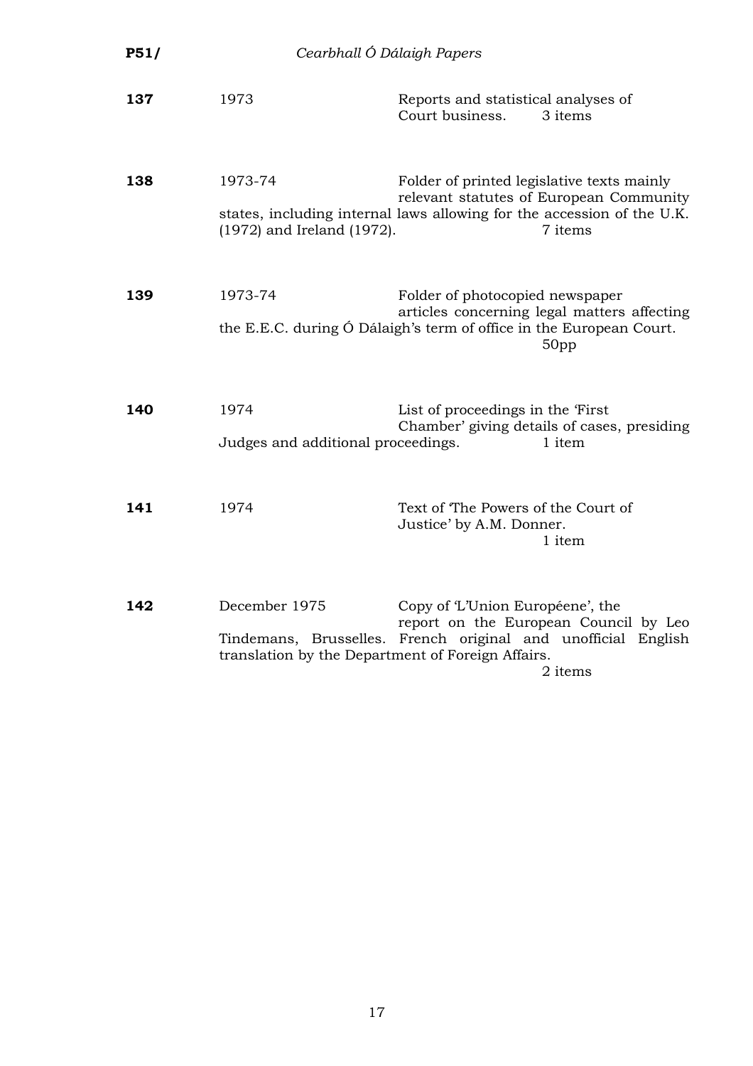| | | |
|---|---|---|
| **137** | 1973 | Reports and statistical analyses of Court business. 3 items |
| **138** | 1973-74 | Folder of printed legislative texts mainly relevant statutes of European Community states, including internal laws allowing for the accession of the U.K. (1972) and Ireland (1972). 7 items |
| **139** | 1973-74 | Folder of photocopied newspaper articles concerning legal matters affecting the E.E.C. during Ó Dálaigh's term of office in the European Court. 50pp |
| **140** | 1974 | List of proceedings in the 'First Chamber' giving details of cases, presiding Judges and additional proceedings. 1 item |
| **141** | 1974 | Text of 'The Powers of the Court of Justice' by A.M. Donner. 1 item |
| **142** | December 1975 | Copy of 'L'Union Européene', the report on the European Council by Leo Tindemans, Brusselles. French original and unofficial English translation by the Department of Foreign Affairs. 2 items |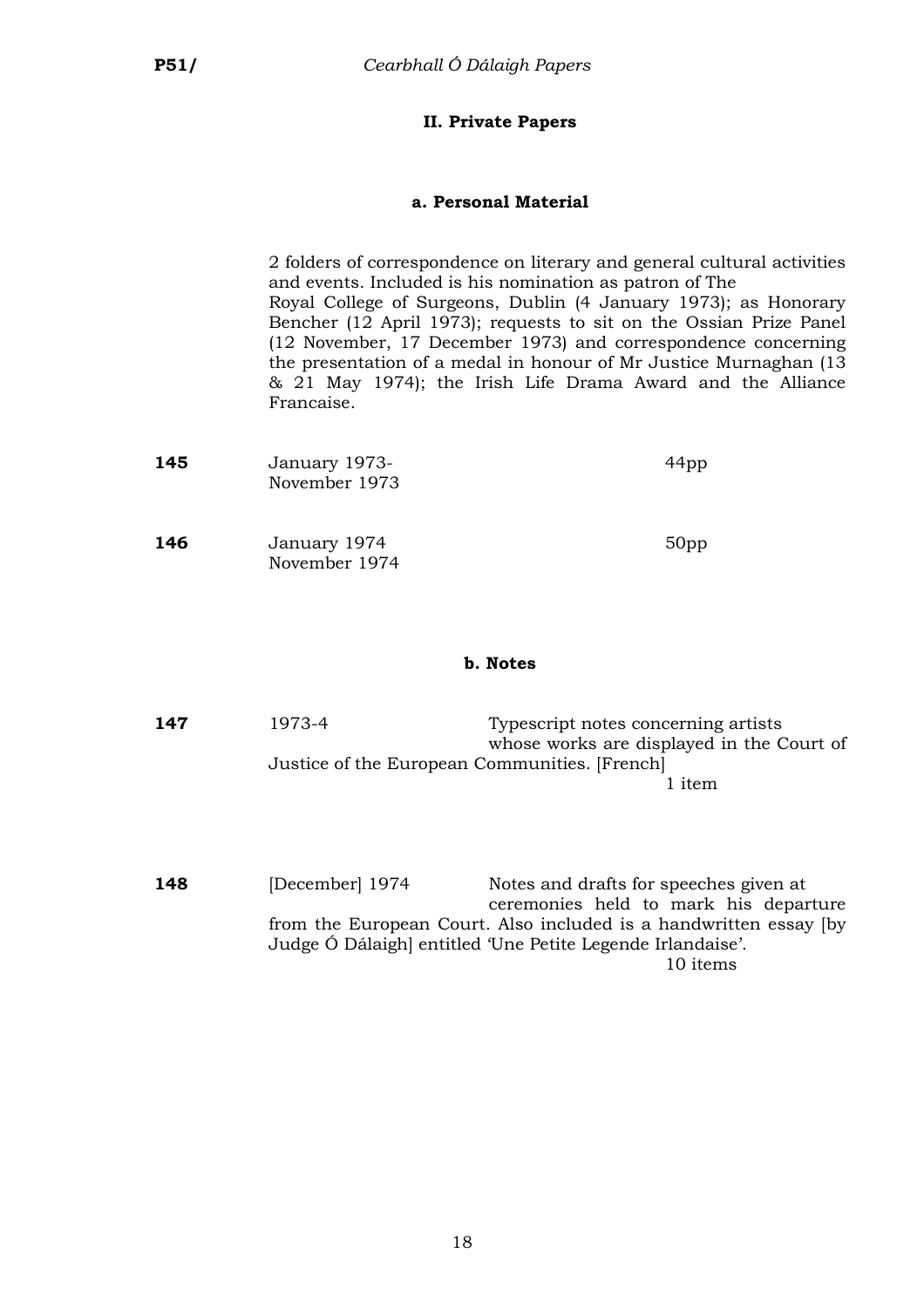## II. Private Papers

### a. Personal Material

2 folders of correspondence on literary and general cultural activities and events. Included is his nomination as patron of The Royal College of Surgeons, Dublin (4 January 1973); as Honorary Bencher (12 April 1973); requests to sit on the Ossian Prize Panel (12 November, 17 December 1973) and correspondence concerning the presentation of a medal in honour of Mr Justice Murnaghan (13 & 21 May 1974); the Irish Life Drama Award and the Alliance Francaise.

| | | |
|---|---|---|
| **145** | January 1973-November 1973 | 44pp |
| **146** | January 1974 November 1974 | 50pp |

### b. Notes

**147** 1973-4 Typescript notes concerning artists whose works are displayed in the Court of Justice of the European Communities. [French]

1 item

**148** [December] 1974 Notes and drafts for speeches given at ceremonies held to mark his departure from the European Court. Also included is a handwritten essay [by Judge Ó Dálaigh] entitled 'Une Petite Legende Irlandaise'.

10 items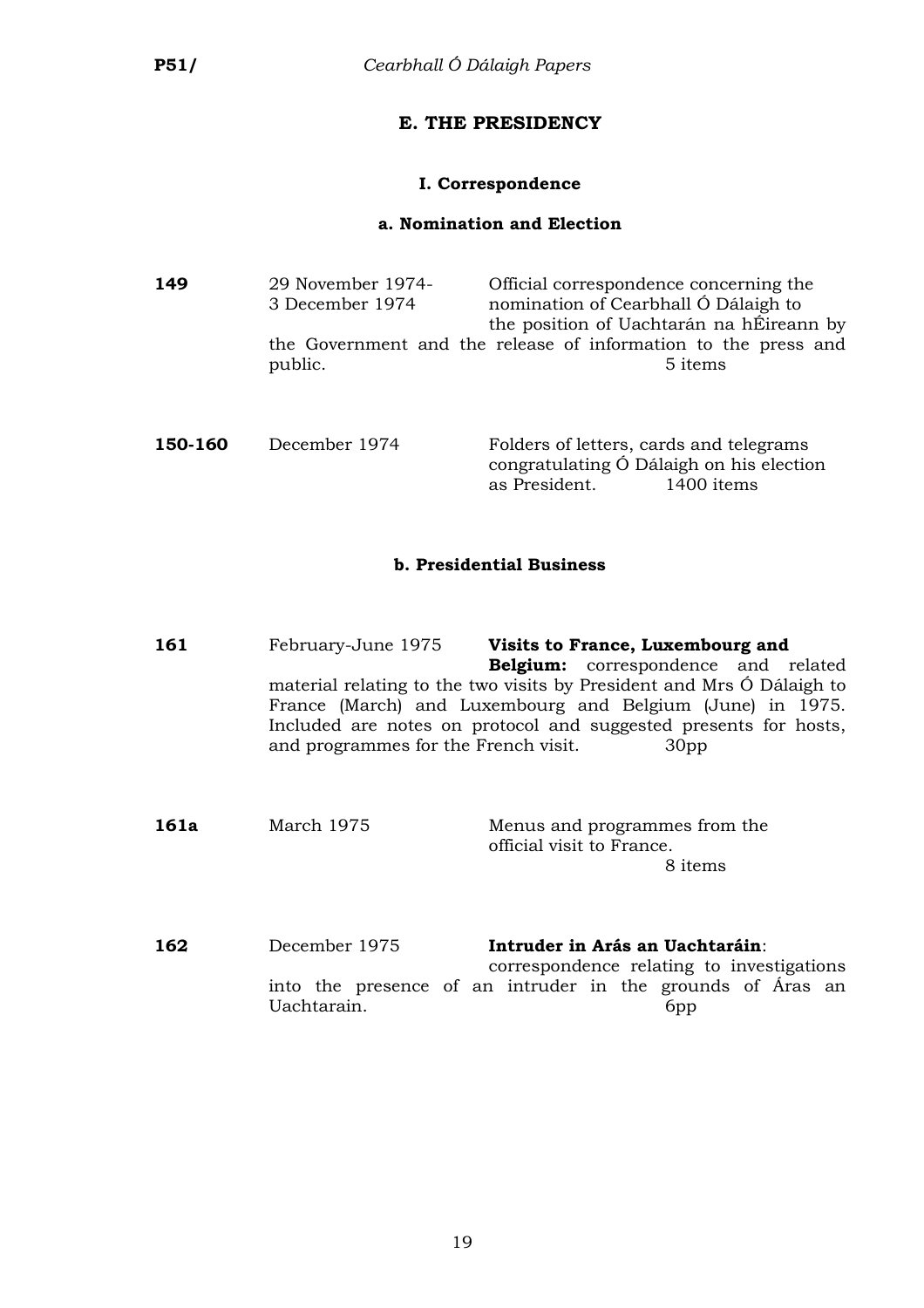## E. THE PRESIDENCY

### I. Correspondence

#### a. Nomination and Election

**149** 29 November 1974-3 December 1974

Official correspondence concerning the nomination of Cearbhall Ó Dálaigh to the position of Uachtarán na hÉireann by the Government and the release of information to the press and public. 5 items

**150-160** December 1974

Folders of letters, cards and telegrams congratulating Ó Dálaigh on his election as President. 1400 items

#### b. Presidential Business

**161** February-June 1975

**Visits to France, Luxembourg and Belgium:** correspondence and related material relating to the two visits by President and Mrs Ó Dálaigh to France (March) and Luxembourg and Belgium (June) in 1975. Included are notes on protocol and suggested presents for hosts, and programmes for the French visit. 30pp

**161a** March 1975

Menus and programmes from the official visit to France. 8 items

**162** December 1975

**Intruder in Arás an Uachtaráin**: correspondence relating to investigations into the presence of an intruder in the grounds of Áras an Uachtarain. 6pp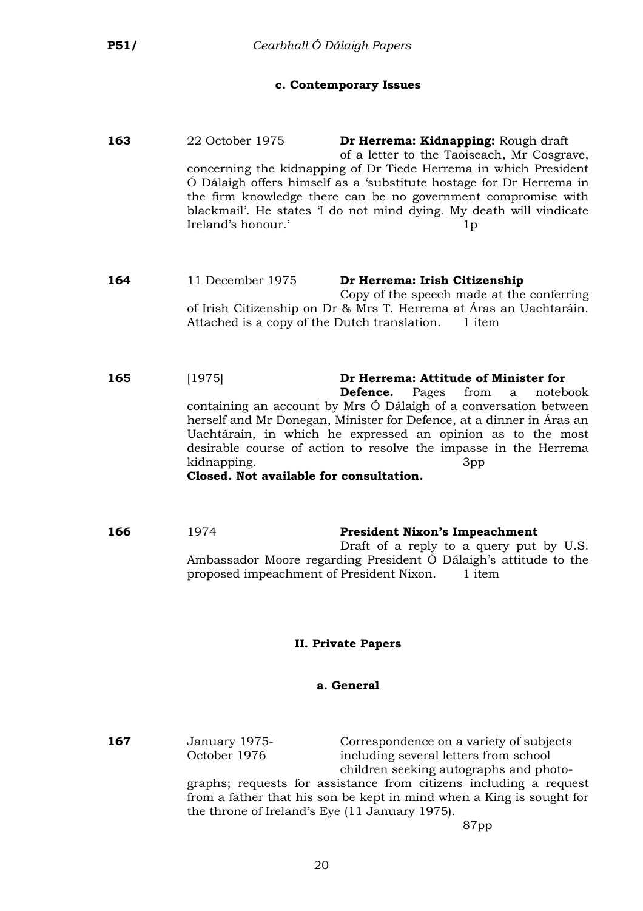### c. Contemporary Issues

**163** 22 October 1975 **Dr Herrema: Kidnapping:** Rough draft of a letter to the Taoiseach, Mr Cosgrave, concerning the kidnapping of Dr Tiede Herrema in which President Ó Dálaigh offers himself as a 'substitute hostage for Dr Herrema in the firm knowledge there can be no government compromise with blackmail'. He states 'I do not mind dying. My death will vindicate Ireland's honour.' 1p

**164** 11 December 1975 **Dr Herrema: Irish Citizenship**
Copy of the speech made at the conferring of Irish Citizenship on Dr & Mrs T. Herrema at Áras an Uachtaráin. Attached is a copy of the Dutch translation. 1 item

**165** [1975] **Dr Herrema: Attitude of Minister for Defence.** Pages from a notebook containing an account by Mrs Ó Dálaigh of a conversation between herself and Mr Donegan, Minister for Defence, at a dinner in Áras an Uachtárain, in which he expressed an opinion as to the most desirable course of action to resolve the impasse in the Herrema kidnapping. 3pp
**Closed. Not available for consultation.**

**166** 1974 **President Nixon's Impeachment**
Draft of a reply to a query put by U.S. Ambassador Moore regarding President Ó Dálaigh's attitude to the proposed impeachment of President Nixon. 1 item

## II. Private Papers

### a. General

**167** January 1975-October 1976 Correspondence on a variety of subjects including several letters from school children seeking autographs and photographs; requests for assistance from citizens including a request from a father that his son be kept in mind when a King is sought for the throne of Ireland's Eye (11 January 1975).
87pp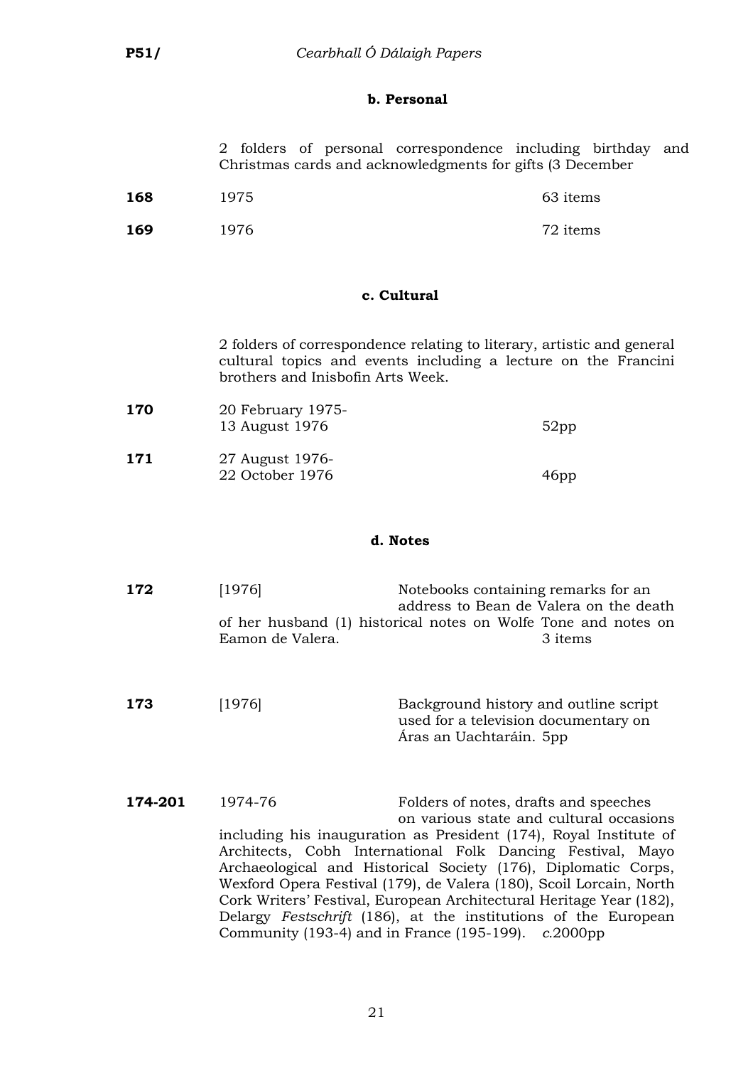### b. Personal

2 folders of personal correspondence including birthday and Christmas cards and acknowledgments for gifts (3 December

| | | |
|---|---|---|
| **168** | 1975 | 63 items |
| **169** | 1976 | 72 items |

### c. Cultural

2 folders of correspondence relating to literary, artistic and general cultural topics and events including a lecture on the Francini brothers and Inisbofin Arts Week.

| | | |
|---|---|---|
| **170** | 20 February 1975-13 August 1976 | 52pp |
| **171** | 27 August 1976-22 October 1976 | 46pp |

### d. Notes

**172** [1976] Notebooks containing remarks for an address to Bean de Valera on the death of her husband (1) historical notes on Wolfe Tone and notes on Eamon de Valera. 3 items

**173** [1976] Background history and outline script used for a television documentary on Áras an Uachtaráin. 5pp

**174-201** 1974-76 Folders of notes, drafts and speeches on various state and cultural occasions including his inauguration as President (174), Royal Institute of Architects, Cobh International Folk Dancing Festival, Mayo Archaeological and Historical Society (176), Diplomatic Corps, Wexford Opera Festival (179), de Valera (180), Scoil Lorcain, North Cork Writers' Festival, European Architectural Heritage Year (182), Delargy *Festschrift* (186), at the institutions of the European Community (193-4) and in France (195-199). *c.*2000pp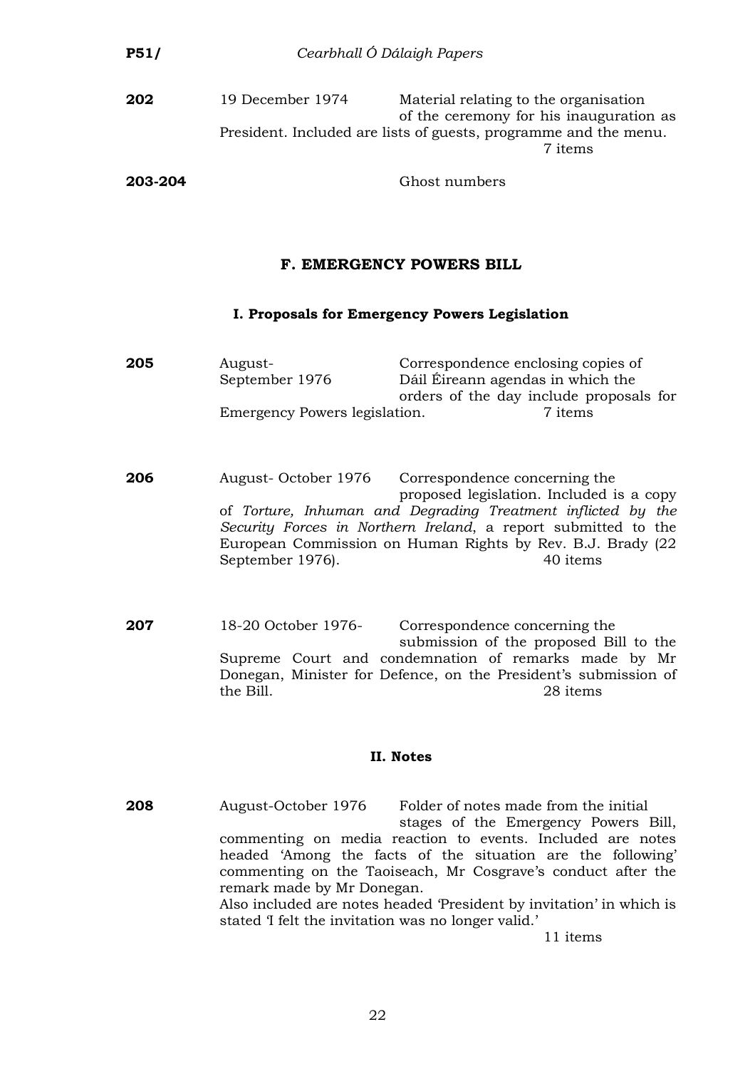**202** 19 December 1974 Material relating to the organisation of the ceremony for his inauguration as President. Included are lists of guests, programme and the menu.
7 items

**203-204** Ghost numbers

## F. EMERGENCY POWERS BILL

### I. Proposals for Emergency Powers Legislation

**205** August-September 1976 Correspondence enclosing copies of Dáil Éireann agendas in which the orders of the day include proposals for Emergency Powers legislation.
7 items

**206** August- October 1976 Correspondence concerning the proposed legislation. Included is a copy of *Torture, Inhuman and Degrading Treatment inflicted by the Security Forces in Northern Ireland*, a report submitted to the European Commission on Human Rights by Rev. B.J. Brady (22 September 1976).
40 items

**207** 18-20 October 1976- Correspondence concerning the submission of the proposed Bill to the Supreme Court and condemnation of remarks made by Mr Donegan, Minister for Defence, on the President's submission of the Bill.
28 items

### II. Notes

**208** August-October 1976 Folder of notes made from the initial stages of the Emergency Powers Bill, commenting on media reaction to events. Included are notes headed 'Among the facts of the situation are the following' commenting on the Taoiseach, Mr Cosgrave's conduct after the remark made by Mr Donegan.
Also included are notes headed 'President by invitation' in which is stated 'I felt the invitation was no longer valid.'
11 items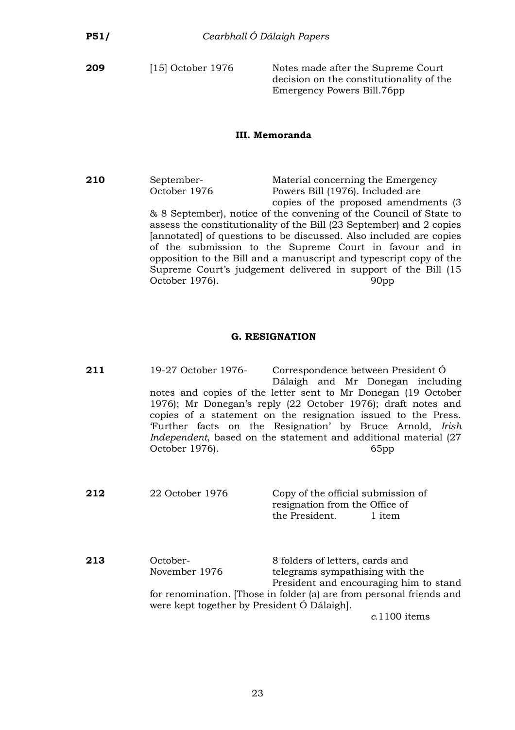**209** [15] October 1976 Notes made after the Supreme Court decision on the constitutionality of the Emergency Powers Bill.76pp

### III. Memoranda

**210** September-October 1976 Material concerning the Emergency Powers Bill (1976). Included are copies of the proposed amendments (3 & 8 September), notice of the convening of the Council of State to assess the constitutionality of the Bill (23 September) and 2 copies [annotated] of questions to be discussed. Also included are copies of the submission to the Supreme Court in favour and in opposition to the Bill and a manuscript and typescript copy of the Supreme Court's judgement delivered in support of the Bill (15 October 1976). 90pp

## G. RESIGNATION

**211** 19-27 October 1976- Correspondence between President Ó Dálaigh and Mr Donegan including notes and copies of the letter sent to Mr Donegan (19 October 1976); Mr Donegan's reply (22 October 1976); draft notes and copies of a statement on the resignation issued to the Press. 'Further facts on the Resignation' by Bruce Arnold, *Irish Independent*, based on the statement and additional material (27 October 1976). 65pp

**212** 22 October 1976 Copy of the official submission of resignation from the Office of the President. 1 item

**213** October-November 1976 8 folders of letters, cards and telegrams sympathising with the President and encouraging him to stand for renomination. [Those in folder (a) are from personal friends and were kept together by President Ó Dálaigh].
*c.*1100 items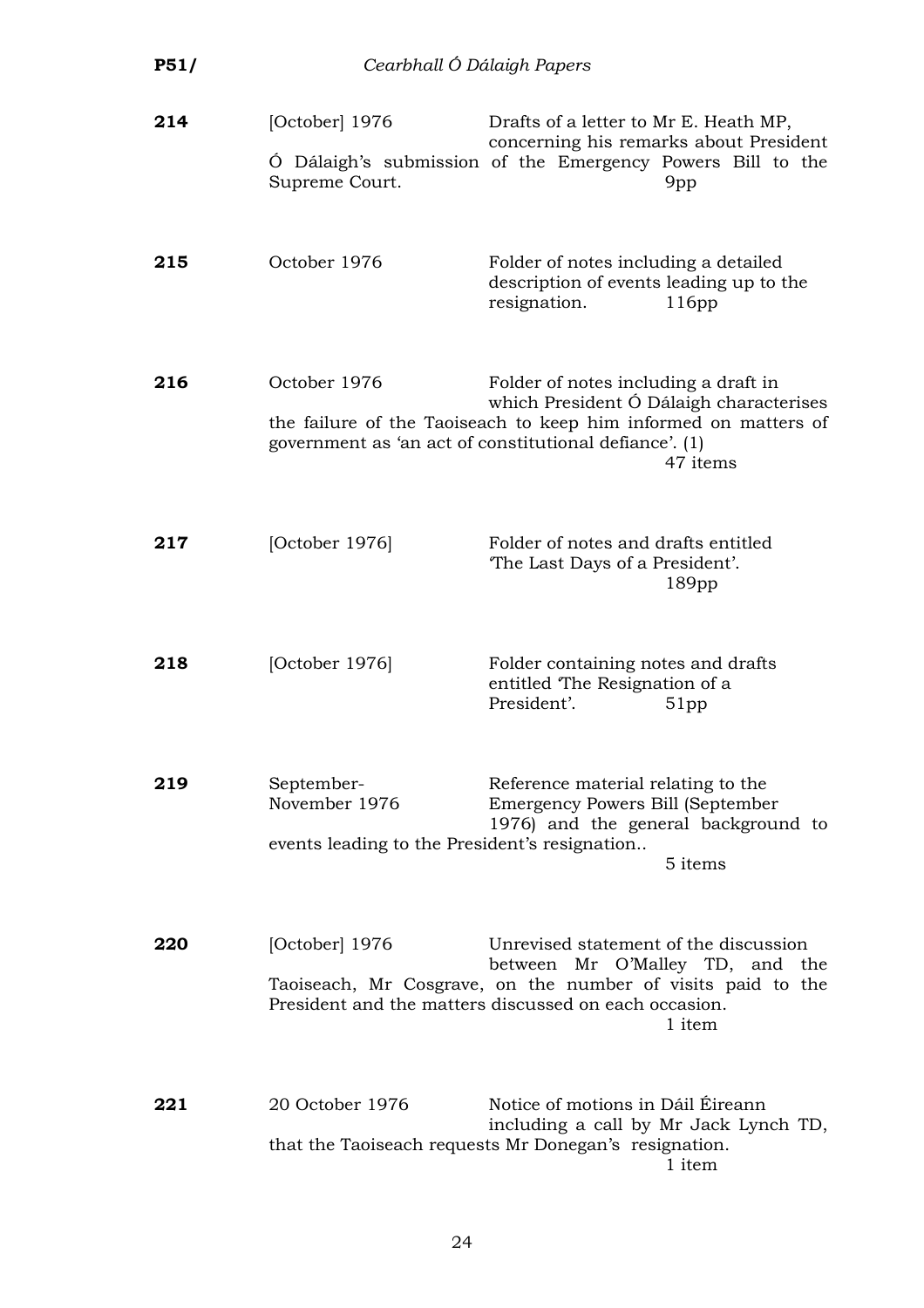| | | |
|---|---|---|
| **214** | [October] 1976 | Drafts of a letter to Mr E. Heath MP, concerning his remarks about President Ó Dálaigh's submission of the Emergency Powers Bill to the Supreme Court. 9pp |
| **215** | October 1976 | Folder of notes including a detailed description of events leading up to the resignation. 116pp |
| **216** | October 1976 | Folder of notes including a draft in which President Ó Dálaigh characterises the failure of the Taoiseach to keep him informed on matters of government as 'an act of constitutional defiance'. (1) 47 items |
| **217** | [October 1976] | Folder of notes and drafts entitled 'The Last Days of a President'. 189pp |
| **218** | [October 1976] | Folder containing notes and drafts entitled 'The Resignation of a President'. 51pp |
| **219** | September-November 1976 | Reference material relating to the Emergency Powers Bill (September 1976) and the general background to events leading to the President's resignation.. 5 items |
| **220** | [October] 1976 | Unrevised statement of the discussion between Mr O'Malley TD, and the Taoiseach, Mr Cosgrave, on the number of visits paid to the President and the matters discussed on each occasion. 1 item |
| **221** | 20 October 1976 | Notice of motions in Dáil Éireann including a call by Mr Jack Lynch TD, that the Taoiseach requests Mr Donegan's resignation. 1 item |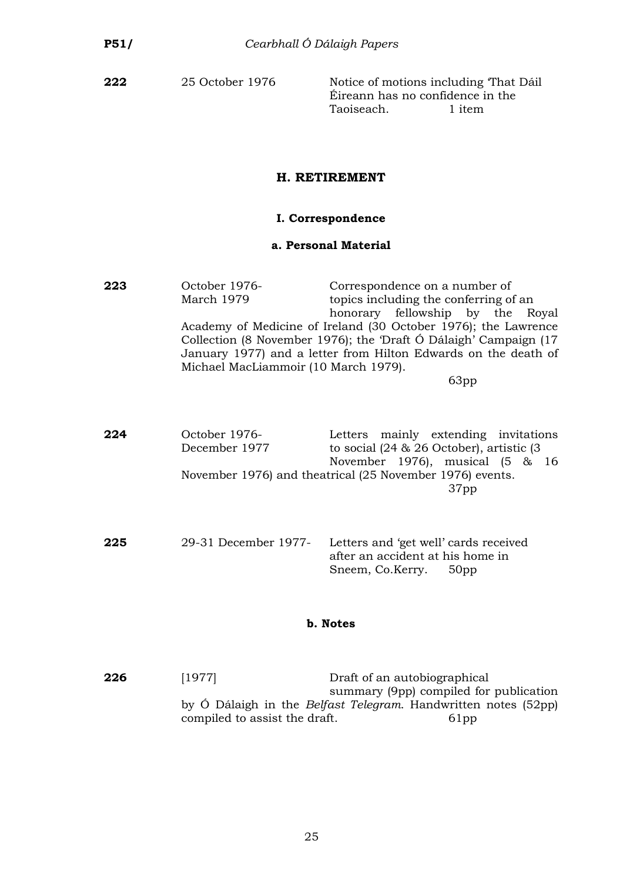**222** 25 October 1976 Notice of motions including 'That Dáil Éireann has no confidence in the Taoiseach. 1 item

## H. RETIREMENT

### I. Correspondence

#### a. Personal Material

**223** October 1976- March 1979 Correspondence on a number of topics including the conferring of an honorary fellowship by the Royal Academy of Medicine of Ireland (30 October 1976); the Lawrence Collection (8 November 1976); the 'Draft Ó Dálaigh' Campaign (17 January 1977) and a letter from Hilton Edwards on the death of Michael MacLiammoir (10 March 1979).

63pp

**224** October 1976- December 1977 Letters mainly extending invitations to social (24 & 26 October), artistic (3 November 1976), musical (5 & 16 November 1976) and theatrical (25 November 1976) events.

37pp

**225** 29-31 December 1977- Letters and 'get well' cards received after an accident at his home in Sneem, Co.Kerry. 50pp

#### b. Notes

**226** [1977] Draft of an autobiographical summary (9pp) compiled for publication by Ó Dálaigh in the *Belfast Telegram*. Handwritten notes (52pp) compiled to assist the draft. 61pp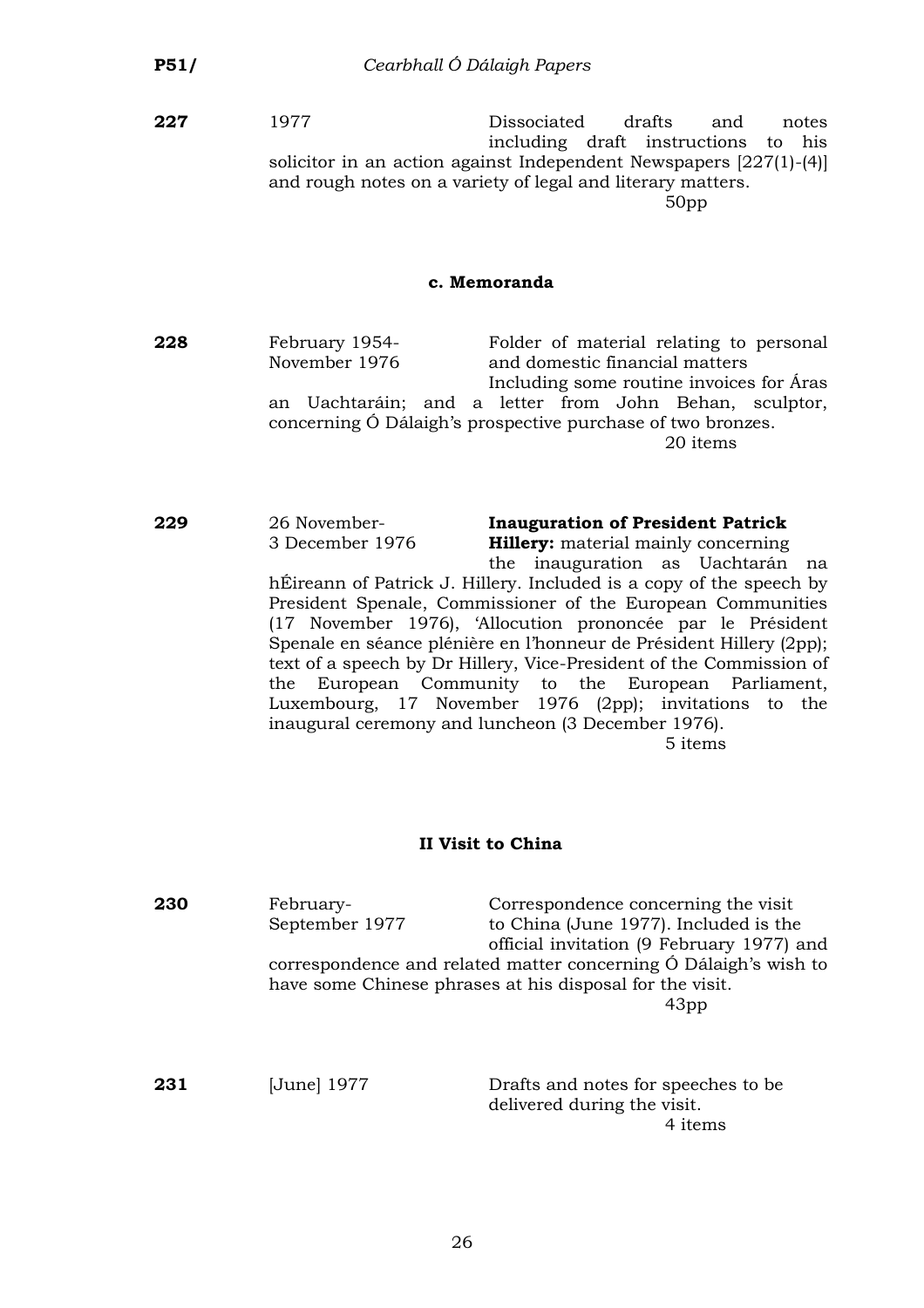**227** 1977 Dissociated drafts and notes including draft instructions to his solicitor in an action against Independent Newspapers [227(1)-(4)] and rough notes on a variety of legal and literary matters.

50pp

### c. Memoranda

**228** February 1954-November 1976 Folder of material relating to personal and domestic financial matters Including some routine invoices for Áras an Uachtaráin; and a letter from John Behan, sculptor, concerning Ó Dálaigh's prospective purchase of two bronzes.

20 items

**229** 26 November-3 December 1976 **Inauguration of President Patrick Hillery:** material mainly concerning the inauguration as Uachtarán na hÉireann of Patrick J. Hillery. Included is a copy of the speech by President Spenale, Commissioner of the European Communities (17 November 1976), 'Allocution prononcée par le Président Spenale en séance plénière en l'honneur de Président Hillery (2pp); text of a speech by Dr Hillery, Vice-President of the Commission of the European Community to the European Parliament, Luxembourg, 17 November 1976 (2pp); invitations to the inaugural ceremony and luncheon (3 December 1976).

5 items

## II Visit to China

**230** February-September 1977 Correspondence concerning the visit to China (June 1977). Included is the official invitation (9 February 1977) and correspondence and related matter concerning Ó Dálaigh's wish to have some Chinese phrases at his disposal for the visit.

43pp

**231** [June] 1977 Drafts and notes for speeches to be delivered during the visit.

4 items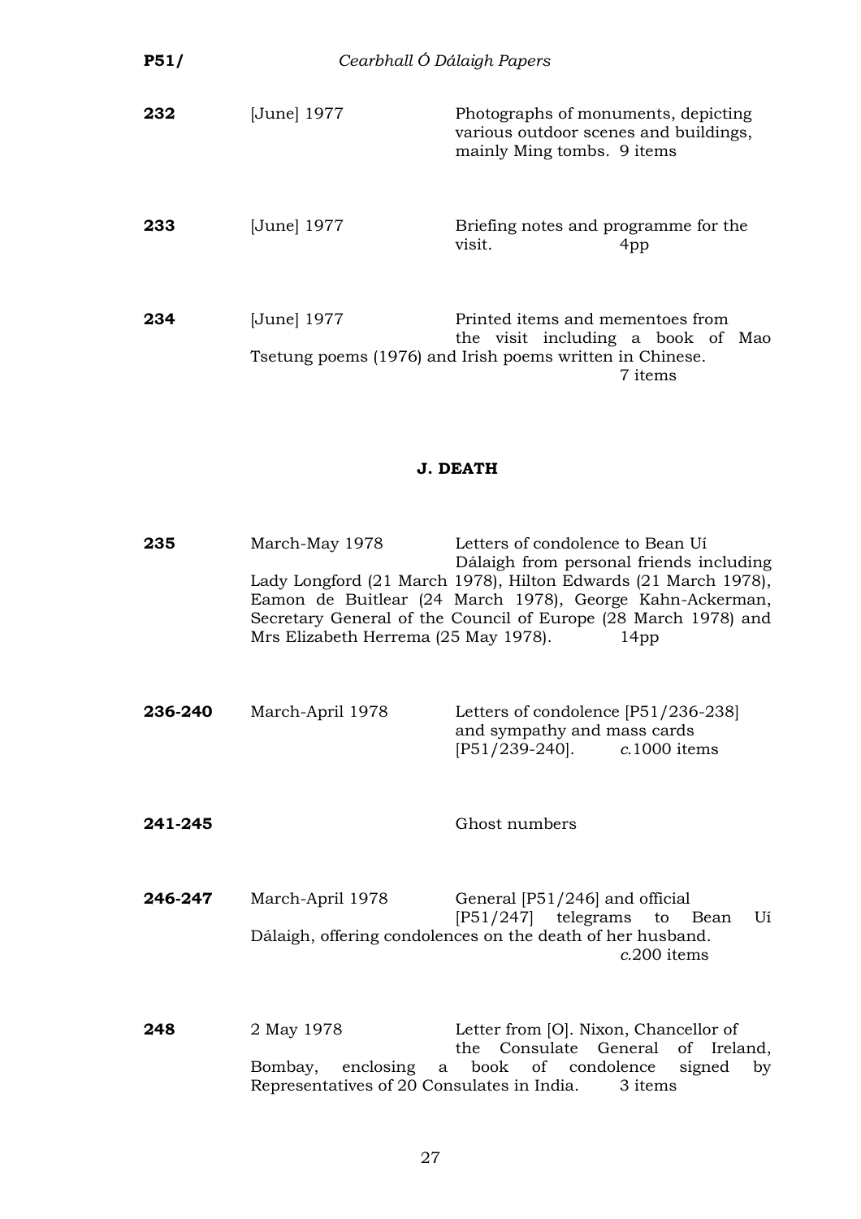**232** [June] 1977 Photographs of monuments, depicting various outdoor scenes and buildings, mainly Ming tombs. 9 items

**233** [June] 1977 Briefing notes and programme for the visit. 4pp

**234** [June] 1977 Printed items and mementoes from the visit including a book of Mao Tsetung poems (1976) and Irish poems written in Chinese. 7 items

## J. DEATH

**235** March-May 1978 Letters of condolence to Bean Uí Dálaigh from personal friends including Lady Longford (21 March 1978), Hilton Edwards (21 March 1978), Eamon de Buitlear (24 March 1978), George Kahn-Ackerman, Secretary General of the Council of Europe (28 March 1978) and Mrs Elizabeth Herrema (25 May 1978). 14pp

**236-240** March-April 1978 Letters of condolence [P51/236-238] and sympathy and mass cards [P51/239-240]. *c.*1000 items

**241-245** Ghost numbers

**246-247** March-April 1978 General [P51/246] and official [P51/247] telegrams to Bean Uí Dálaigh, offering condolences on the death of her husband. *c.*200 items

**248** 2 May 1978 Letter from [O]. Nixon, Chancellor of the Consulate General of Ireland, Bombay, enclosing a book of condolence signed by Representatives of 20 Consulates in India. 3 items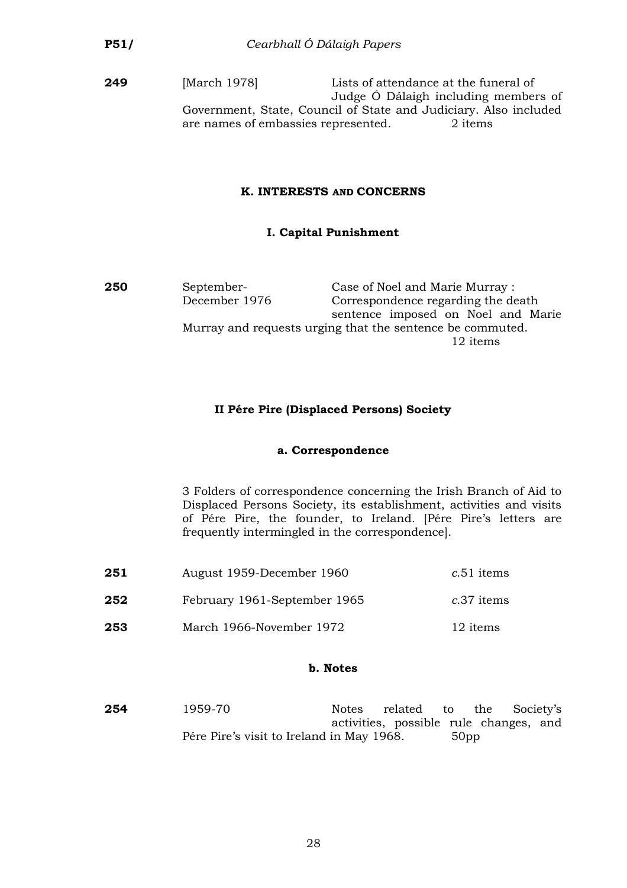**249** [March 1978] Lists of attendance at the funeral of Judge Ó Dálaigh including members of Government, State, Council of State and Judiciary. Also included are names of embassies represented. 2 items

## K. INTERESTS AND CONCERNS

### I. Capital Punishment

**250** September-December 1976 Case of Noel and Marie Murray : Correspondence regarding the death sentence imposed on Noel and Marie Murray and requests urging that the sentence be commuted. 12 items

### II Pére Pire (Displaced Persons) Society

#### a. Correspondence

3 Folders of correspondence concerning the Irish Branch of Aid to Displaced Persons Society, its establishment, activities and visits of Pére Pire, the founder, to Ireland. [Pére Pire's letters are frequently intermingled in the correspondence].

**251** August 1959-December 1960 *c.*51 items

**252** February 1961-September 1965 *c.*37 items

**253** March 1966-November 1972 12 items

#### b. Notes

**254** 1959-70 Notes related to the Society's activities, possible rule changes, and Pére Pire's visit to Ireland in May 1968. 50pp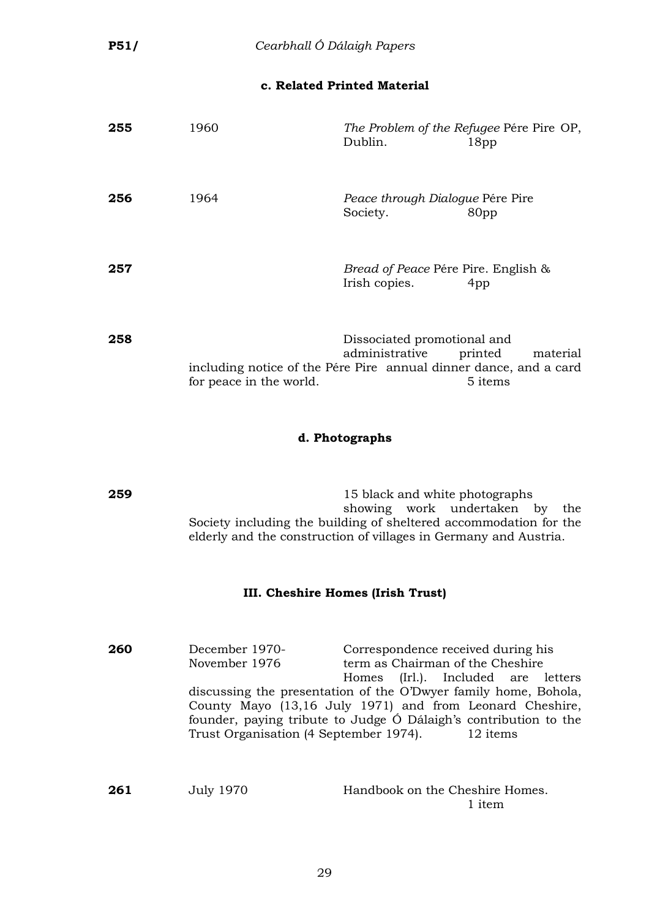### c. Related Printed Material

| | | |
|---|---|---|
| **255** | 1960 | *The Problem of the Refugee* Pére Pire OP, Dublin. 18pp |
| **256** | 1964 | *Peace through Dialogue* Pére Pire Society. 80pp |
| **257** | | *Bread of Peace* Pére Pire. English & Irish copies. 4pp |
| **258** | | Dissociated promotional and administrative printed material including notice of the Pére Pire annual dinner dance, and a card for peace in the world. 5 items |

### d. Photographs

| | | |
|---|---|---|
| **259** | | 15 black and white photographs showing work undertaken by the Society including the building of sheltered accommodation for the elderly and the construction of villages in Germany and Austria. |

## III. Cheshire Homes (Irish Trust)

| | | |
|---|---|---|
| **260** | December 1970-November 1976 | Correspondence received during his term as Chairman of the Cheshire Homes (Irl.). Included are letters discussing the presentation of the O'Dwyer family home, Bohola, County Mayo (13,16 July 1971) and from Leonard Cheshire, founder, paying tribute to Judge Ó Dálaigh's contribution to the Trust Organisation (4 September 1974). 12 items |
| **261** | July 1970 | Handbook on the Cheshire Homes. 1 item |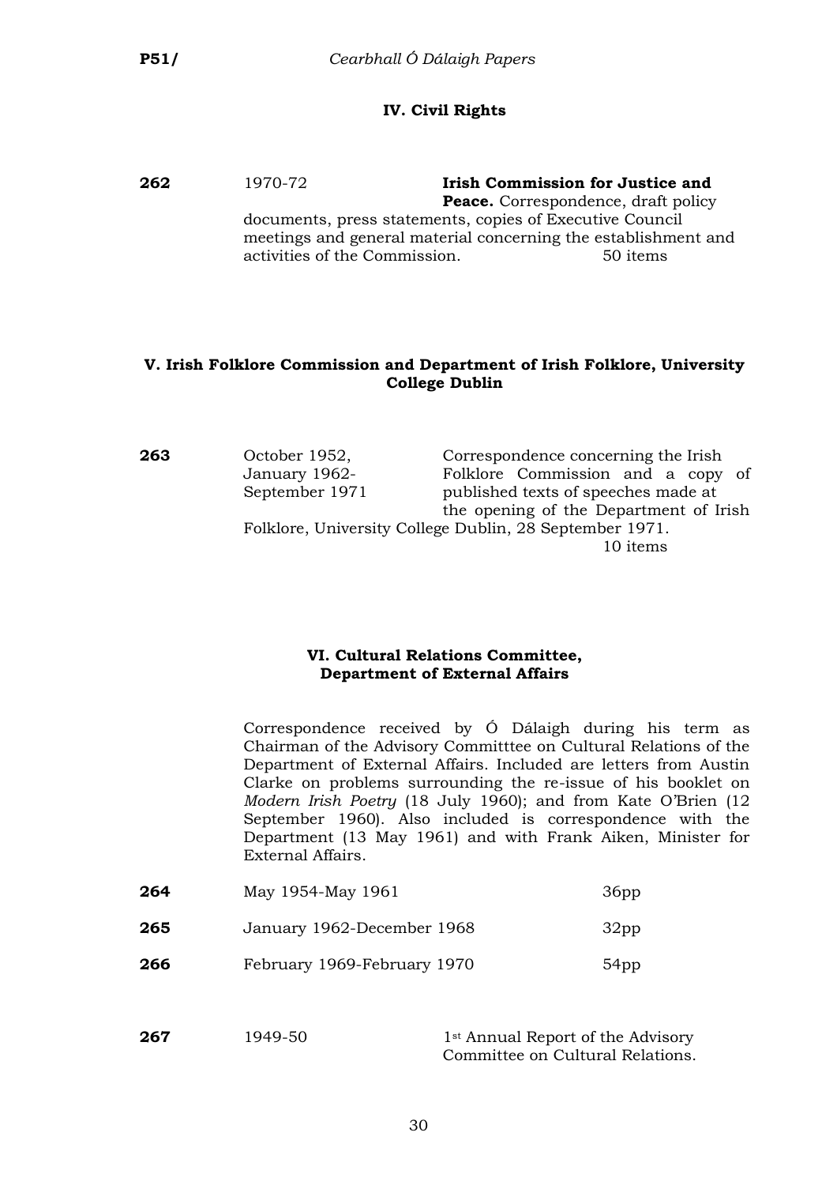## IV. Civil Rights

**262** 1970-72 **Irish Commission for Justice and Peace.** Correspondence, draft policy documents, press statements, copies of Executive Council meetings and general material concerning the establishment and activities of the Commission. 50 items

## V. Irish Folklore Commission and Department of Irish Folklore, University College Dublin

**263** October 1952, January 1962-September 1971 Correspondence concerning the Irish Folklore Commission and a copy of published texts of speeches made at the opening of the Department of Irish Folklore, University College Dublin, 28 September 1971. 10 items

## VI. Cultural Relations Committee, Department of External Affairs

Correspondence received by Ó Dálaigh during his term as Chairman of the Advisory Committtee on Cultural Relations of the Department of External Affairs. Included are letters from Austin Clarke on problems surrounding the re-issue of his booklet on *Modern Irish Poetry* (18 July 1960); and from Kate O'Brien (12 September 1960). Also included is correspondence with the Department (13 May 1961) and with Frank Aiken, Minister for External Affairs.

| | | |
|---|---|---|
| **264** | May 1954-May 1961 | 36pp |
| **265** | January 1962-December 1968 | 32pp |
| **266** | February 1969-February 1970 | 54pp |

**267** 1949-50 1st Annual Report of the Advisory Committee on Cultural Relations.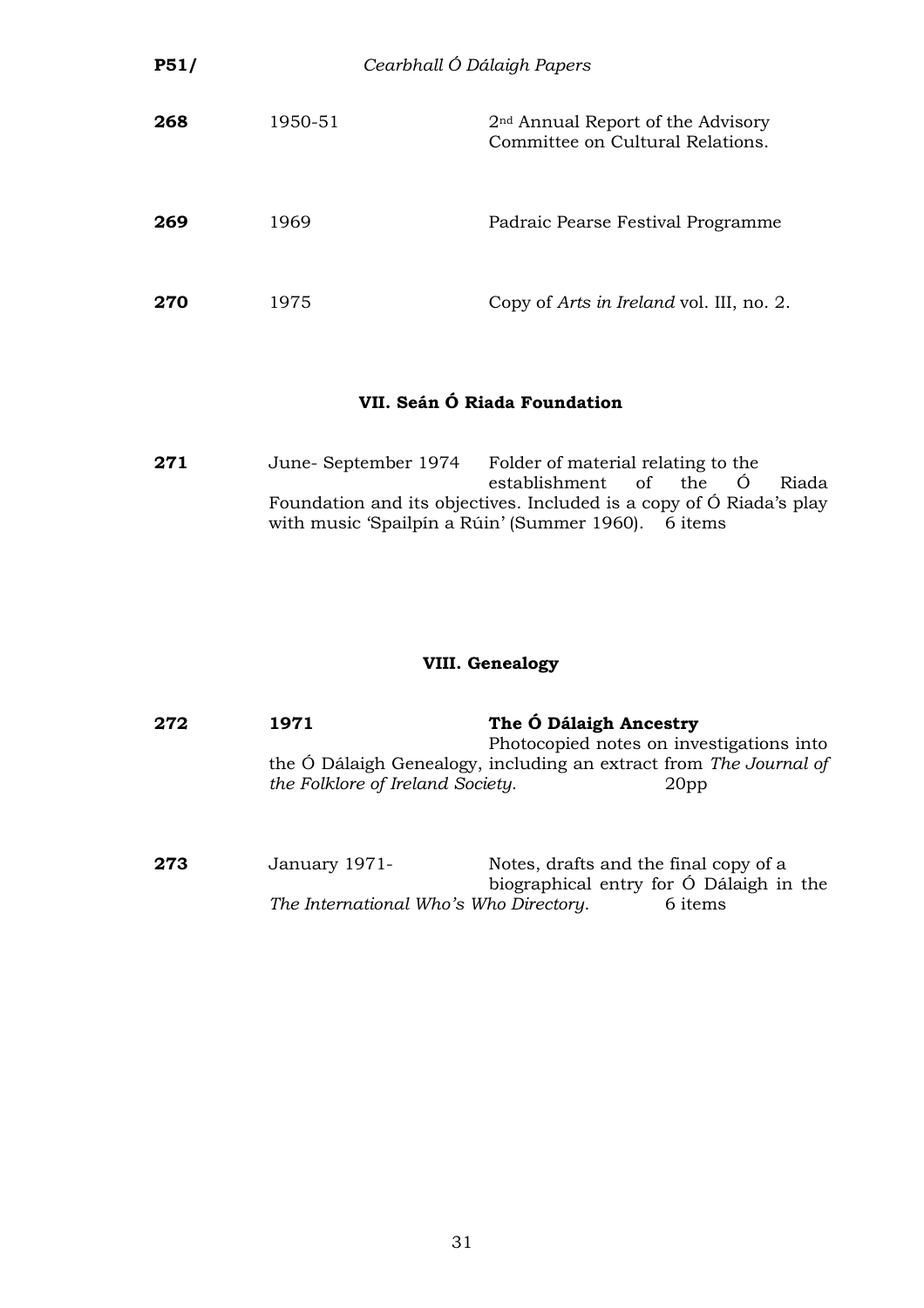| | | |
|---|---|---|
| **268** | 1950-51 | 2nd Annual Report of the Advisory Committee on Cultural Relations. |
| **269** | 1969 | Padraic Pearse Festival Programme |
| **270** | 1975 | Copy of *Arts in Ireland* vol. III, no. 2. |

## VII. Seán Ó Riada Foundation

**271** June- September 1974 Folder of material relating to the establishment of the Ó Riada Foundation and its objectives. Included is a copy of Ó Riada's play with music 'Spailpín a Rúin' (Summer 1960). 6 items

## VIII. Genealogy

**272** **1971** **The Ó Dálaigh Ancestry**
Photocopied notes on investigations into the Ó Dálaigh Genealogy, including an extract from *The Journal of the Folklore of Ireland Society*. 20pp

**273** January 1971- Notes, drafts and the final copy of a biographical entry for Ó Dálaigh in the *The International Who's Who Directory*. 6 items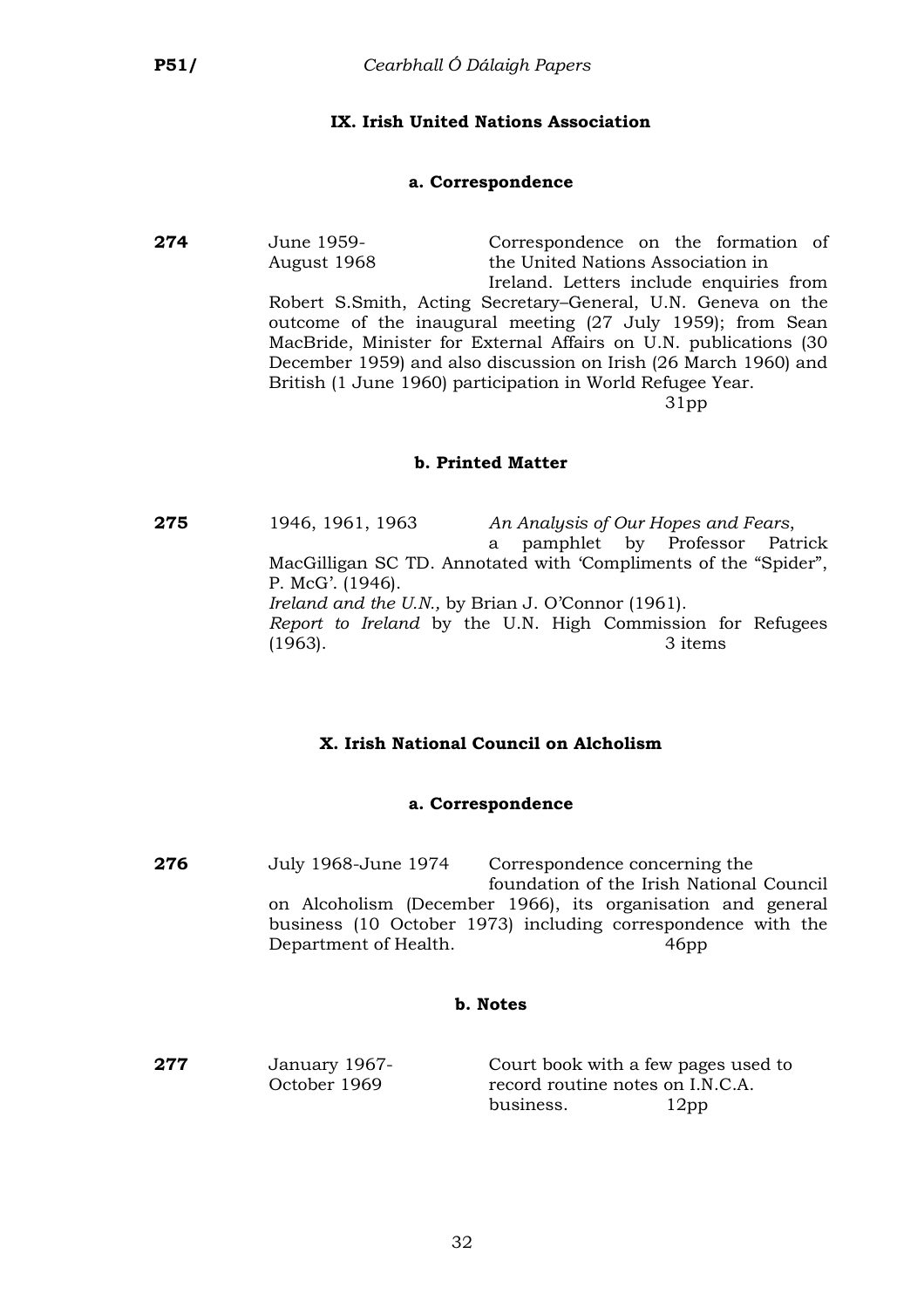## IX. Irish United Nations Association

### a. Correspondence

**274** June 1959-August 1968 Correspondence on the formation of the United Nations Association in Ireland. Letters include enquiries from Robert S.Smith, Acting Secretary–General, U.N. Geneva on the outcome of the inaugural meeting (27 July 1959); from Sean MacBride, Minister for External Affairs on U.N. publications (30 December 1959) and also discussion on Irish (26 March 1960) and British (1 June 1960) participation in World Refugee Year.
31pp

### b. Printed Matter

**275** 1946, 1961, 1963 *An Analysis of Our Hopes and Fears*, a pamphlet by Professor Patrick MacGilligan SC TD. Annotated with 'Compliments of the "Spider", P. McG'. (1946).
*Ireland and the U.N.,* by Brian J. O'Connor (1961).
*Report to Ireland* by the U.N. High Commission for Refugees (1963).
3 items

## X. Irish National Council on Alcholism

### a. Correspondence

**276** July 1968-June 1974 Correspondence concerning the foundation of the Irish National Council on Alcoholism (December 1966), its organisation and general business (10 October 1973) including correspondence with the Department of Health.
46pp

### b. Notes

**277** January 1967-October 1969 Court book with a few pages used to record routine notes on I.N.C.A. business.
12pp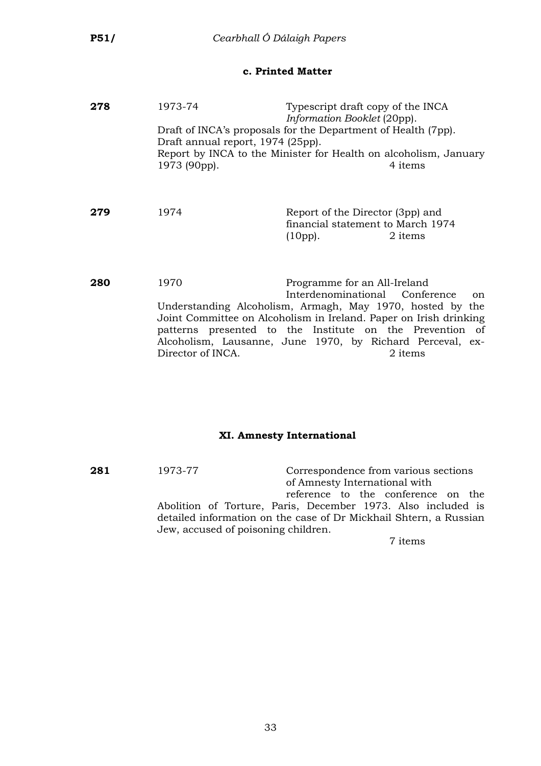### c. Printed Matter

**278** 1973-74 Typescript draft copy of the INCA *Information Booklet* (20pp).
Draft of INCA's proposals for the Department of Health (7pp).
Draft annual report, 1974 (25pp).
Report by INCA to the Minister for Health on alcoholism, January 1973 (90pp). 4 items

**279** 1974 Report of the Director (3pp) and financial statement to March 1974 (10pp). 2 items

**280** 1970 Programme for an All-Ireland Interdenominational Conference on Understanding Alcoholism, Armagh, May 1970, hosted by the Joint Committee on Alcoholism in Ireland. Paper on Irish drinking patterns presented to the Institute on the Prevention of Alcoholism, Lausanne, June 1970, by Richard Perceval, ex-Director of INCA. 2 items

## XI. Amnesty International

**281** 1973-77 Correspondence from various sections of Amnesty International with reference to the conference on the Abolition of Torture, Paris, December 1973. Also included is detailed information on the case of Dr Mickhail Shtern, a Russian Jew, accused of poisoning children.
7 items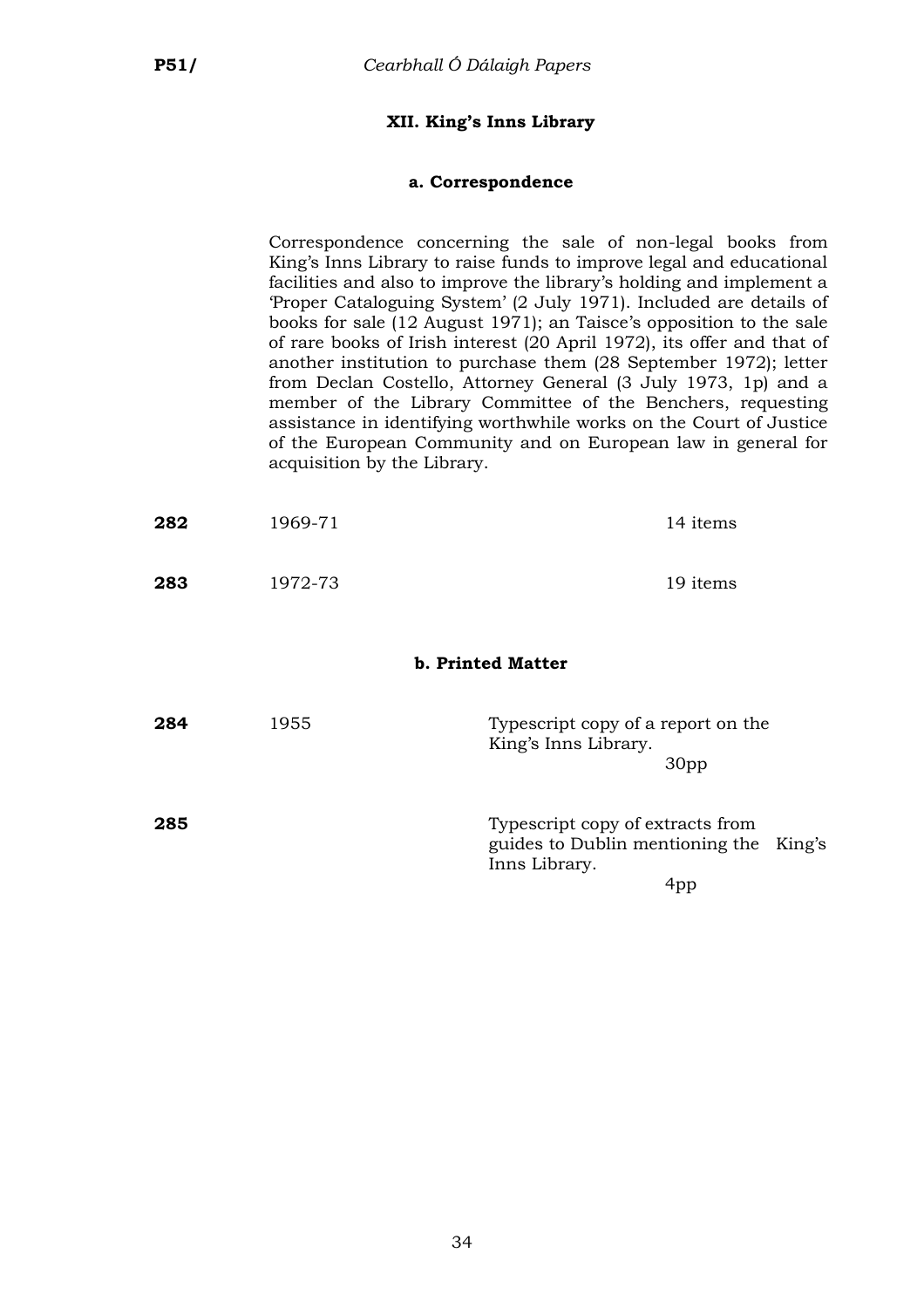## XII. King's Inns Library

### a. Correspondence

Correspondence concerning the sale of non-legal books from King's Inns Library to raise funds to improve legal and educational facilities and also to improve the library's holding and implement a 'Proper Cataloguing System' (2 July 1971). Included are details of books for sale (12 August 1971); an Taisce's opposition to the sale of rare books of Irish interest (20 April 1972), its offer and that of another institution to purchase them (28 September 1972); letter from Declan Costello, Attorney General (3 July 1973, 1p) and a member of the Library Committee of the Benchers, requesting assistance in identifying worthwhile works on the Court of Justice of the European Community and on European law in general for acquisition by the Library.

| | | |
|---|---|---|
| **282** | 1969-71 | 14 items |
| **283** | 1972-73 | 19 items |

### b. Printed Matter

| | | |
|---|---|---|
| **284** | 1955 | Typescript copy of a report on the King's Inns Library. 30pp |
| **285** | | Typescript copy of extracts from guides to Dublin mentioning the King's Inns Library. 4pp |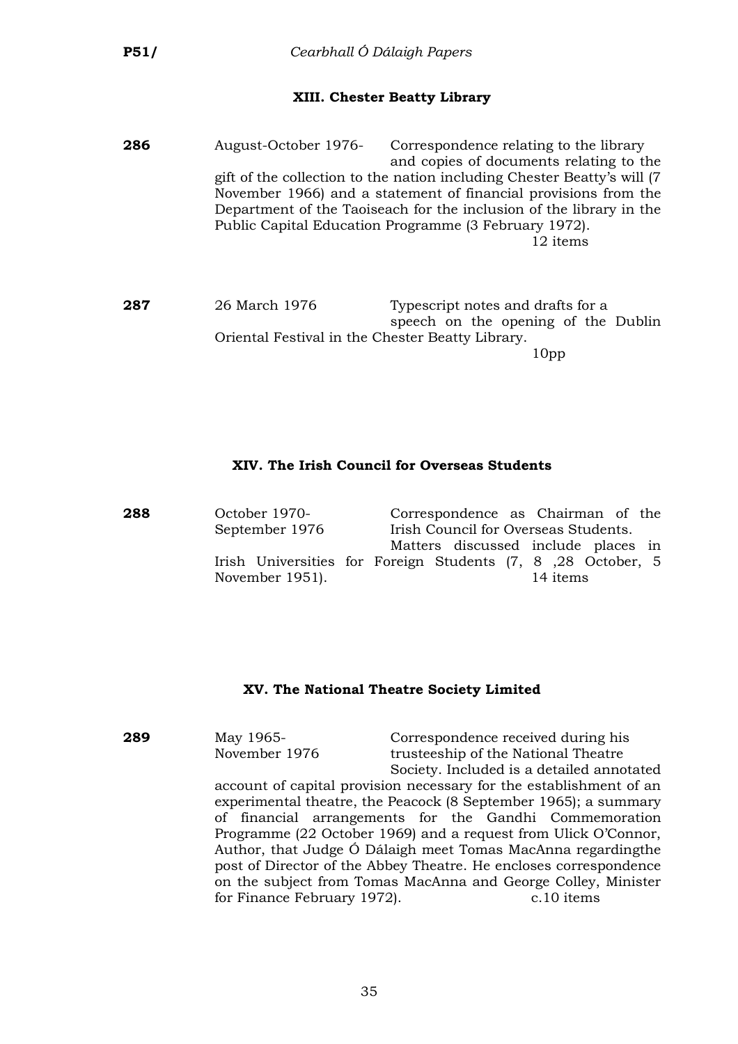## XIII. Chester Beatty Library

**286** August-October 1976- Correspondence relating to the library and copies of documents relating to the gift of the collection to the nation including Chester Beatty's will (7 November 1966) and a statement of financial provisions from the Department of the Taoiseach for the inclusion of the library in the Public Capital Education Programme (3 February 1972).
12 items

**287** 26 March 1976 Typescript notes and drafts for a speech on the opening of the Dublin Oriental Festival in the Chester Beatty Library.
10pp

## XIV. The Irish Council for Overseas Students

**288** October 1970- September 1976 Correspondence as Chairman of the Irish Council for Overseas Students. Matters discussed include places in Irish Universities for Foreign Students (7, 8 ,28 October, 5 November 1951).
14 items

## XV. The National Theatre Society Limited

**289** May 1965- November 1976 Correspondence received during his trusteeship of the National Theatre Society. Included is a detailed annotated account of capital provision necessary for the establishment of an experimental theatre, the Peacock (8 September 1965); a summary of financial arrangements for the Gandhi Commemoration Programme (22 October 1969) and a request from Ulick O'Connor, Author, that Judge Ó Dálaigh meet Tomas MacAnna regardingthe post of Director of the Abbey Theatre. He encloses correspondence on the subject from Tomas MacAnna and George Colley, Minister for Finance February 1972).
c.10 items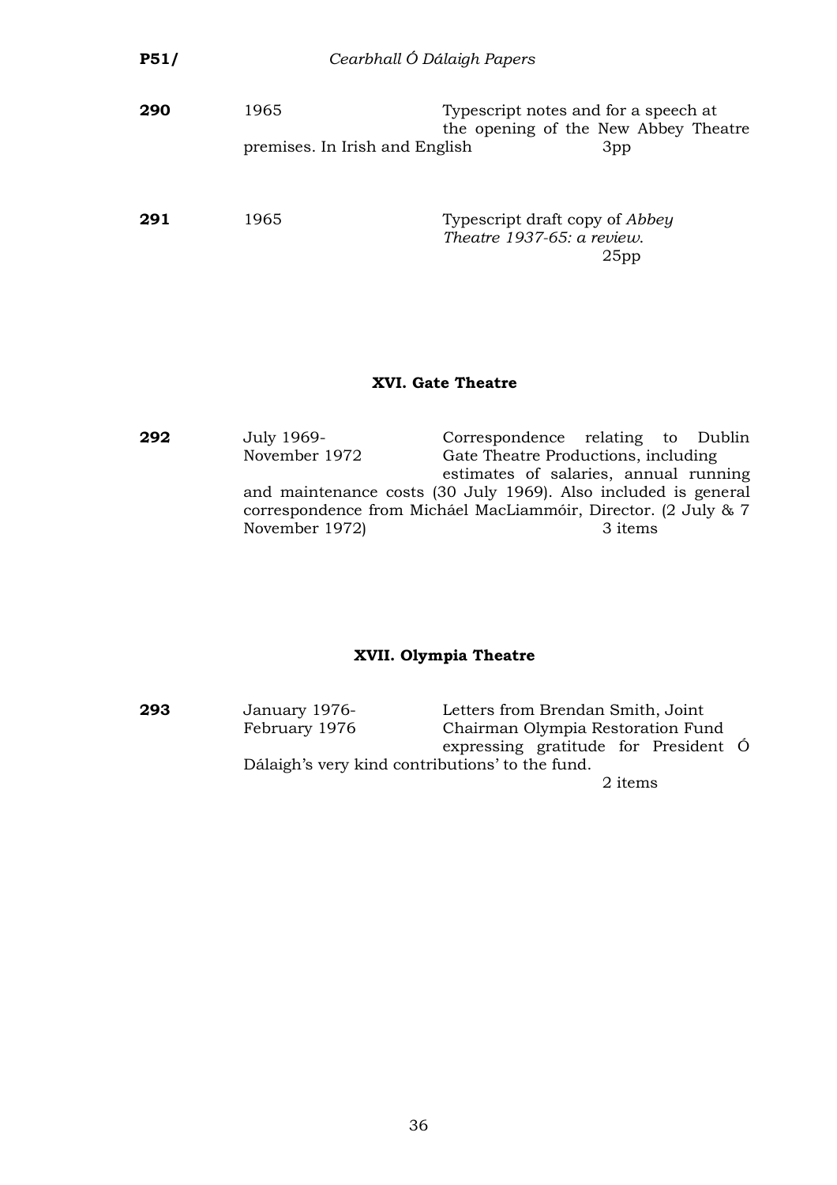**290** 1965 Typescript notes and for a speech at the opening of the New Abbey Theatre premises. In Irish and English 3pp

**291** 1965 Typescript draft copy of *Abbey Theatre 1937-65: a review*. 25pp

### XVI. Gate Theatre

**292** July 1969- November 1972 Correspondence relating to Dublin Gate Theatre Productions, including estimates of salaries, annual running and maintenance costs (30 July 1969). Also included is general correspondence from Micháel MacLiammóir, Director. (2 July & 7 November 1972) 3 items

### XVII. Olympia Theatre

**293** January 1976- February 1976 Letters from Brendan Smith, Joint Chairman Olympia Restoration Fund expressing gratitude for President Ó Dálaigh's very kind contributions' to the fund. 2 items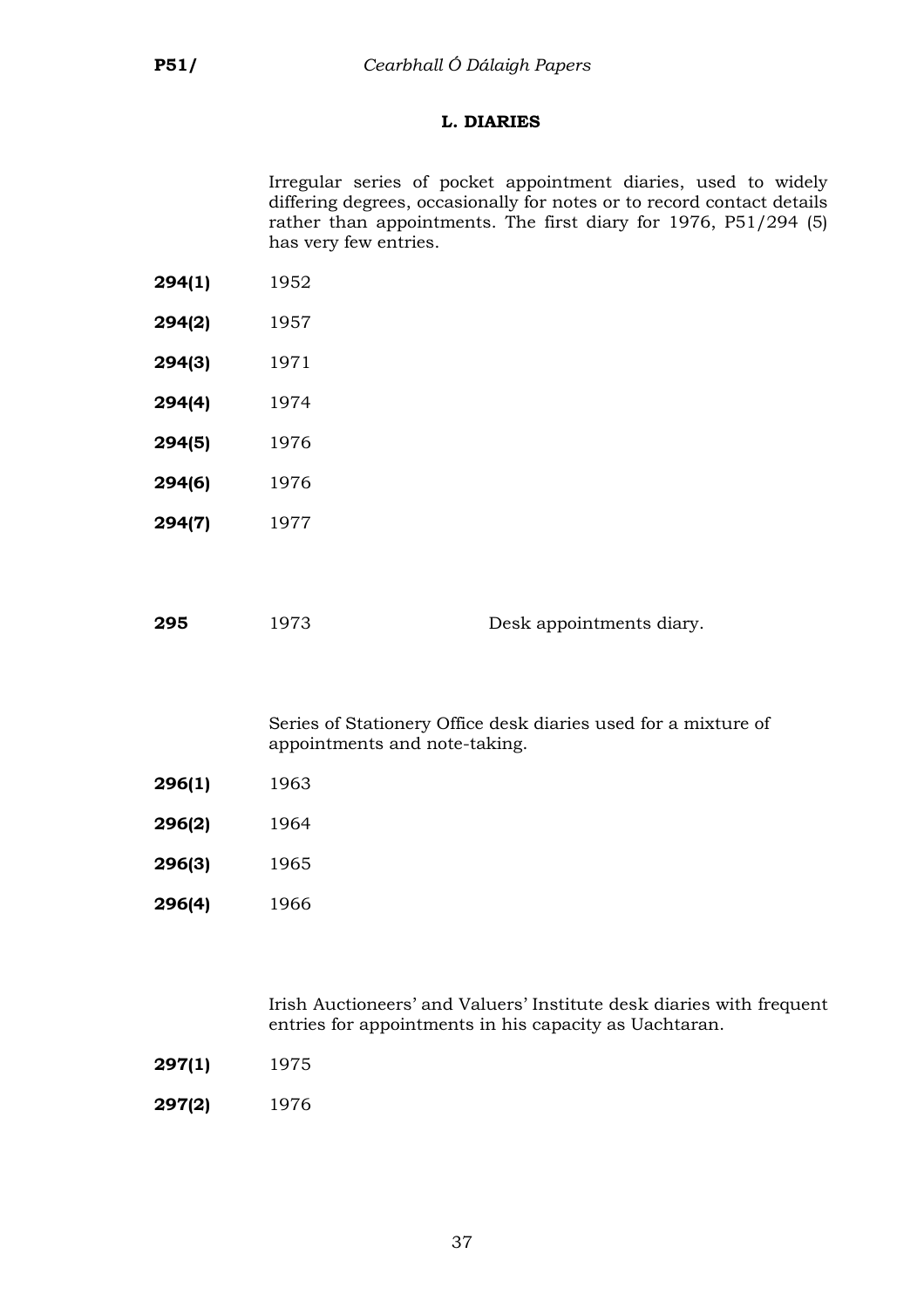## L. DIARIES

Irregular series of pocket appointment diaries, used to widely differing degrees, occasionally for notes or to record contact details rather than appointments. The first diary for 1976, P51/294 (5) has very few entries.

**294(1)** 1952

**294(2)** 1957

**294(3)** 1971

**294(4)** 1974

**294(5)** 1976

**294(6)** 1976

**294(7)** 1977

**295** 1973 Desk appointments diary.

Series of Stationery Office desk diaries used for a mixture of appointments and note-taking.

**296(1)** 1963

**296(2)** 1964

**296(3)** 1965

**296(4)** 1966

Irish Auctioneers' and Valuers' Institute desk diaries with frequent entries for appointments in his capacity as Uachtaran.

**297(1)** 1975

**297(2)** 1976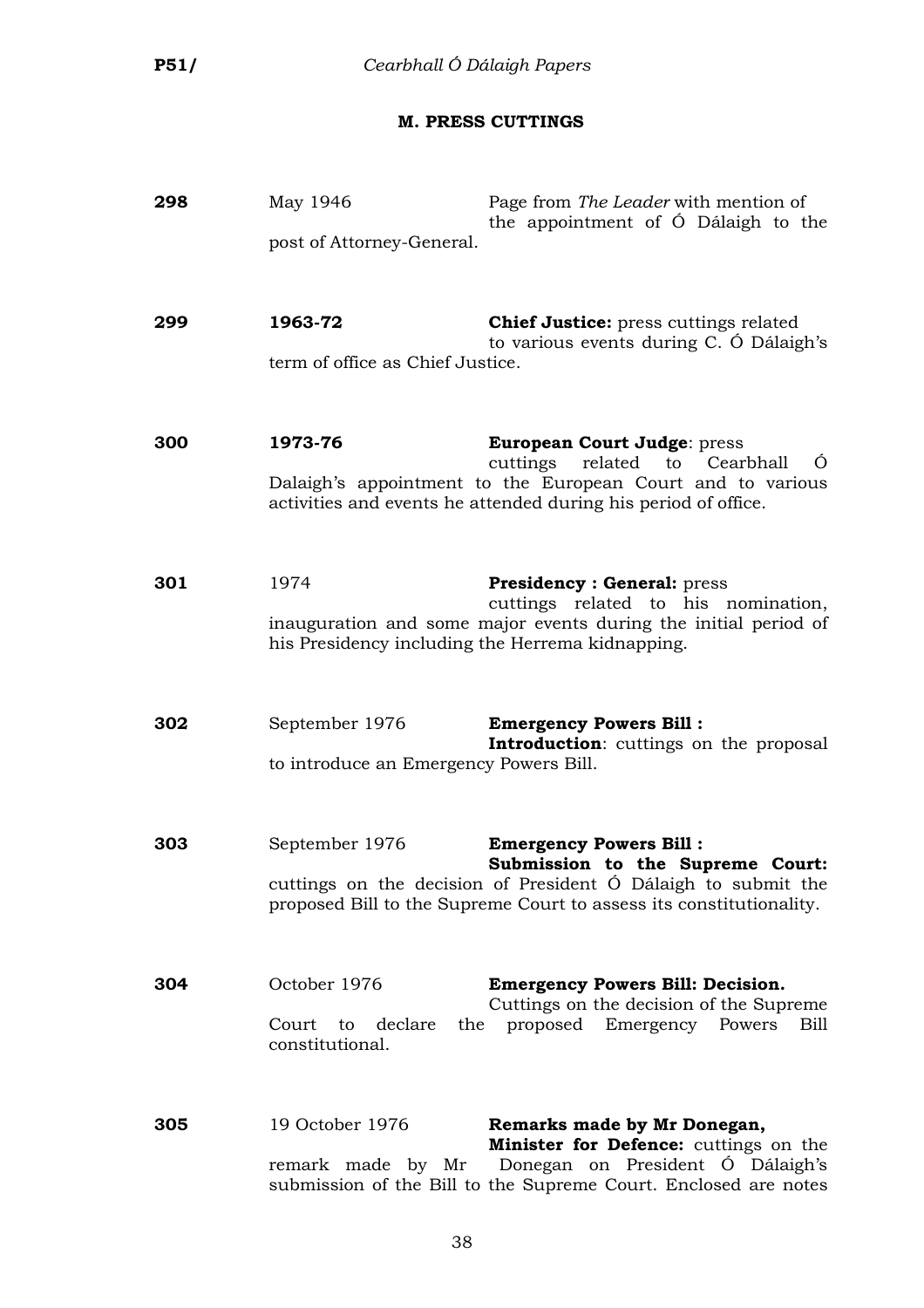## M. PRESS CUTTINGS

**298** May 1946 Page from *The Leader* with mention of the appointment of Ó Dálaigh to the post of Attorney-General.

**299** **1963-72** **Chief Justice:** press cuttings related to various events during C. Ó Dálaigh's term of office as Chief Justice.

**300** **1973-76** **European Court Judge**: press cuttings related to Cearbhall Ó Dalaigh's appointment to the European Court and to various activities and events he attended during his period of office.

**301** 1974 **Presidency : General:** press cuttings related to his nomination, inauguration and some major events during the initial period of his Presidency including the Herrema kidnapping.

**302** September 1976 **Emergency Powers Bill : Introduction**: cuttings on the proposal to introduce an Emergency Powers Bill.

**303** September 1976 **Emergency Powers Bill : Submission to the Supreme Court:** cuttings on the decision of President Ó Dálaigh to submit the proposed Bill to the Supreme Court to assess its constitutionality.

**304** October 1976 **Emergency Powers Bill: Decision.** Cuttings on the decision of the Supreme Court to declare the proposed Emergency Powers Bill constitutional.

**305** 19 October 1976 **Remarks made by Mr Donegan, Minister for Defence:** cuttings on the remark made by Mr Donegan on President Ó Dálaigh's submission of the Bill to the Supreme Court. Enclosed are notes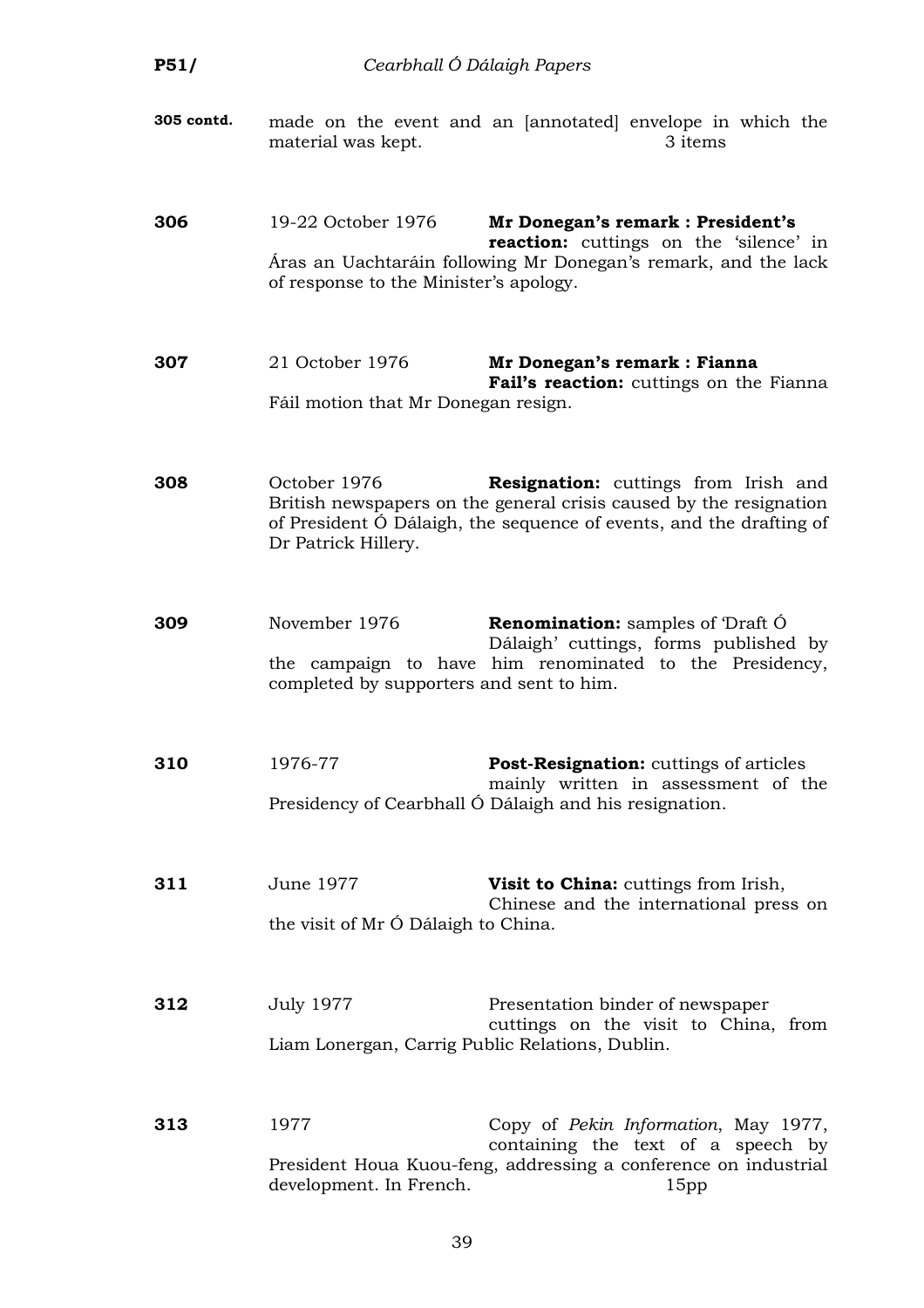**305 contd.** made on the event and an [annotated] envelope in which the material was kept. 3 items

**306** 19-22 October 1976 **Mr Donegan's remark : President's reaction:** cuttings on the 'silence' in Áras an Uachtaráin following Mr Donegan's remark, and the lack of response to the Minister's apology.

**307** 21 October 1976 **Mr Donegan's remark : Fianna Fail's reaction:** cuttings on the Fianna Fáil motion that Mr Donegan resign.

**308** October 1976 **Resignation:** cuttings from Irish and British newspapers on the general crisis caused by the resignation of President Ó Dálaigh, the sequence of events, and the drafting of Dr Patrick Hillery.

**309** November 1976 **Renomination:** samples of 'Draft Ó Dálaigh' cuttings, forms published by the campaign to have him renominated to the Presidency, completed by supporters and sent to him.

**310** 1976-77 **Post-Resignation:** cuttings of articles mainly written in assessment of the Presidency of Cearbhall Ó Dálaigh and his resignation.

**311** June 1977 **Visit to China:** cuttings from Irish, Chinese and the international press on the visit of Mr Ó Dálaigh to China.

**312** July 1977 Presentation binder of newspaper cuttings on the visit to China, from Liam Lonergan, Carrig Public Relations, Dublin.

**313** 1977 Copy of *Pekin Information*, May 1977, containing the text of a speech by President Houa Kuou-feng, addressing a conference on industrial development. In French. 15pp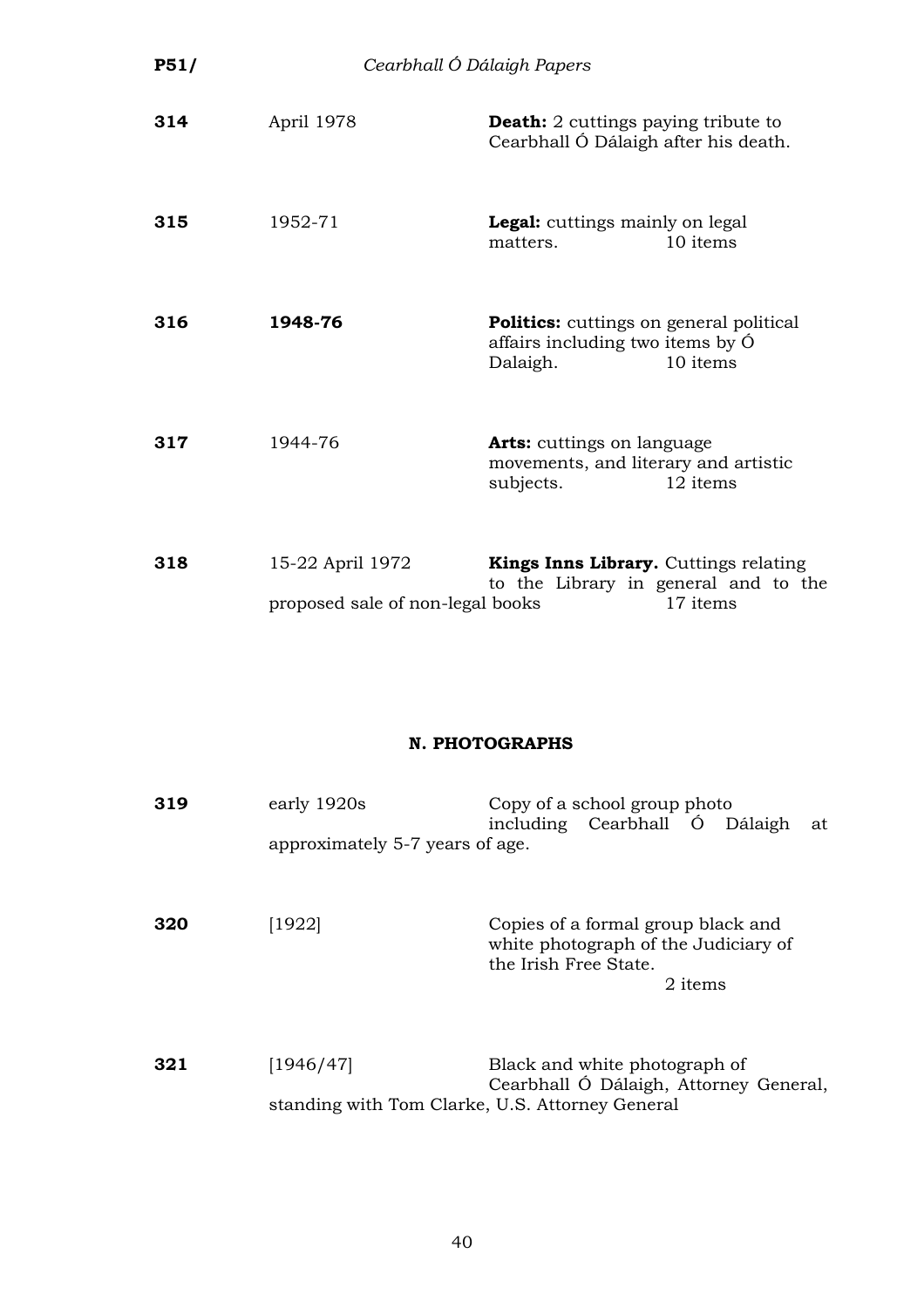| | | |
|---|---|---|
| **314** | April 1978 | **Death:** 2 cuttings paying tribute to Cearbhall Ó Dálaigh after his death. |
| **315** | 1952-71 | **Legal:** cuttings mainly on legal matters. 10 items |
| **316** | **1948-76** | **Politics:** cuttings on general political affairs including two items by Ó Dalaigh. 10 items |
| **317** | 1944-76 | **Arts:** cuttings on language movements, and literary and artistic subjects. 12 items |
| **318** | 15-22 April 1972 | **Kings Inns Library.** Cuttings relating to the Library in general and to the proposed sale of non-legal books 17 items |

## N. PHOTOGRAPHS

| | | |
|---|---|---|
| **319** | early 1920s | Copy of a school group photo including Cearbhall Ó Dálaigh at approximately 5-7 years of age. |
| **320** | [1922] | Copies of a formal group black and white photograph of the Judiciary of the Irish Free State. 2 items |
| **321** | [1946/47] | Black and white photograph of Cearbhall Ó Dálaigh, Attorney General, standing with Tom Clarke, U.S. Attorney General |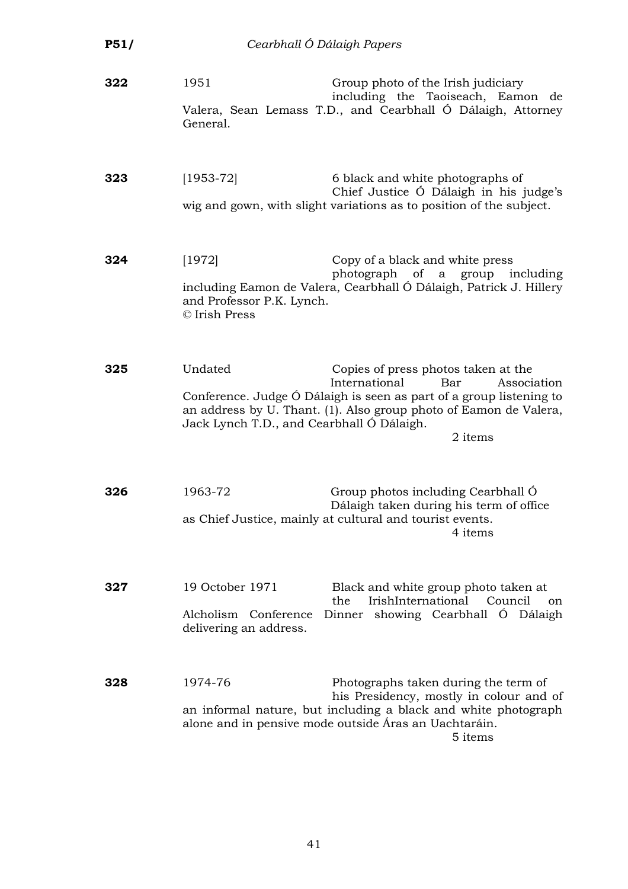| | | |
|---|---|---|
| **322** | 1951 | Group photo of the Irish judiciary including the Taoiseach, Eamon de Valera, Sean Lemass T.D., and Cearbhall Ó Dálaigh, Attorney General. |
| **323** | [1953-72] | 6 black and white photographs of Chief Justice Ó Dálaigh in his judge's wig and gown, with slight variations as to position of the subject. |
| **324** | [1972] | Copy of a black and white press photograph of a group including Eamon de Valera, Cearbhall Ó Dálaigh, Patrick J. Hillery and Professor P.K. Lynch. © Irish Press |
| **325** | Undated | Copies of press photos taken at the International Bar Association Conference. Judge Ó Dálaigh is seen as part of a group listening to an address by U. Thant. (1). Also group photo of Eamon de Valera, Jack Lynch T.D., and Cearbhall Ó Dálaigh. 2 items |
| **326** | 1963-72 | Group photos including Cearbhall Ó Dálaigh taken during his term of office as Chief Justice, mainly at cultural and tourist events. 4 items |
| **327** | 19 October 1971 | Black and white group photo taken at the IrishInternational Council on Alcholism Conference Dinner showing Cearbhall Ó Dálaigh delivering an address. |
| **328** | 1974-76 | Photographs taken during the term of his Presidency, mostly in colour and of an informal nature, but including a black and white photograph alone and in pensive mode outside Áras an Uachtaráin. 5 items |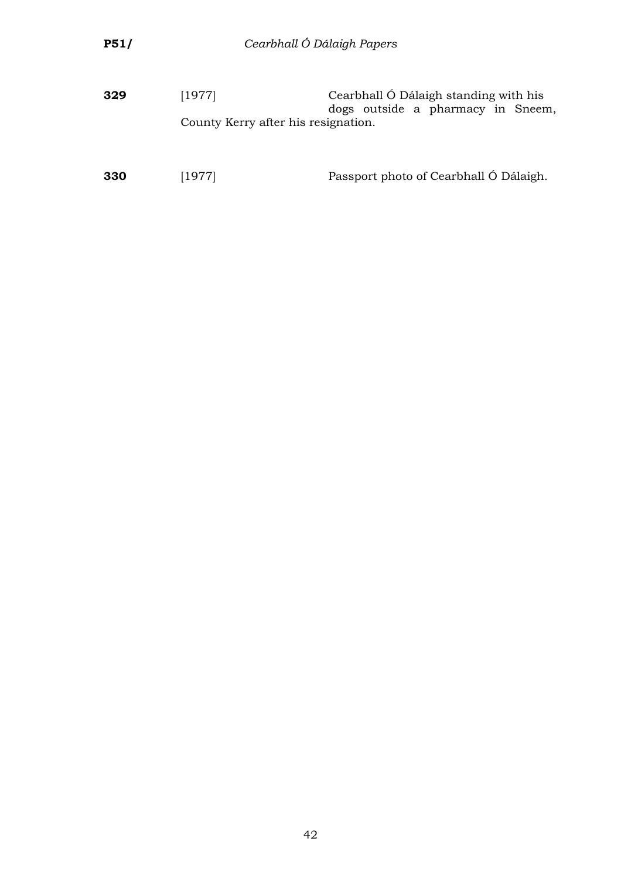**329** [1977] Cearbhall Ó Dálaigh standing with his dogs outside a pharmacy in Sneem, County Kerry after his resignation.

**330** [1977] Passport photo of Cearbhall Ó Dálaigh.